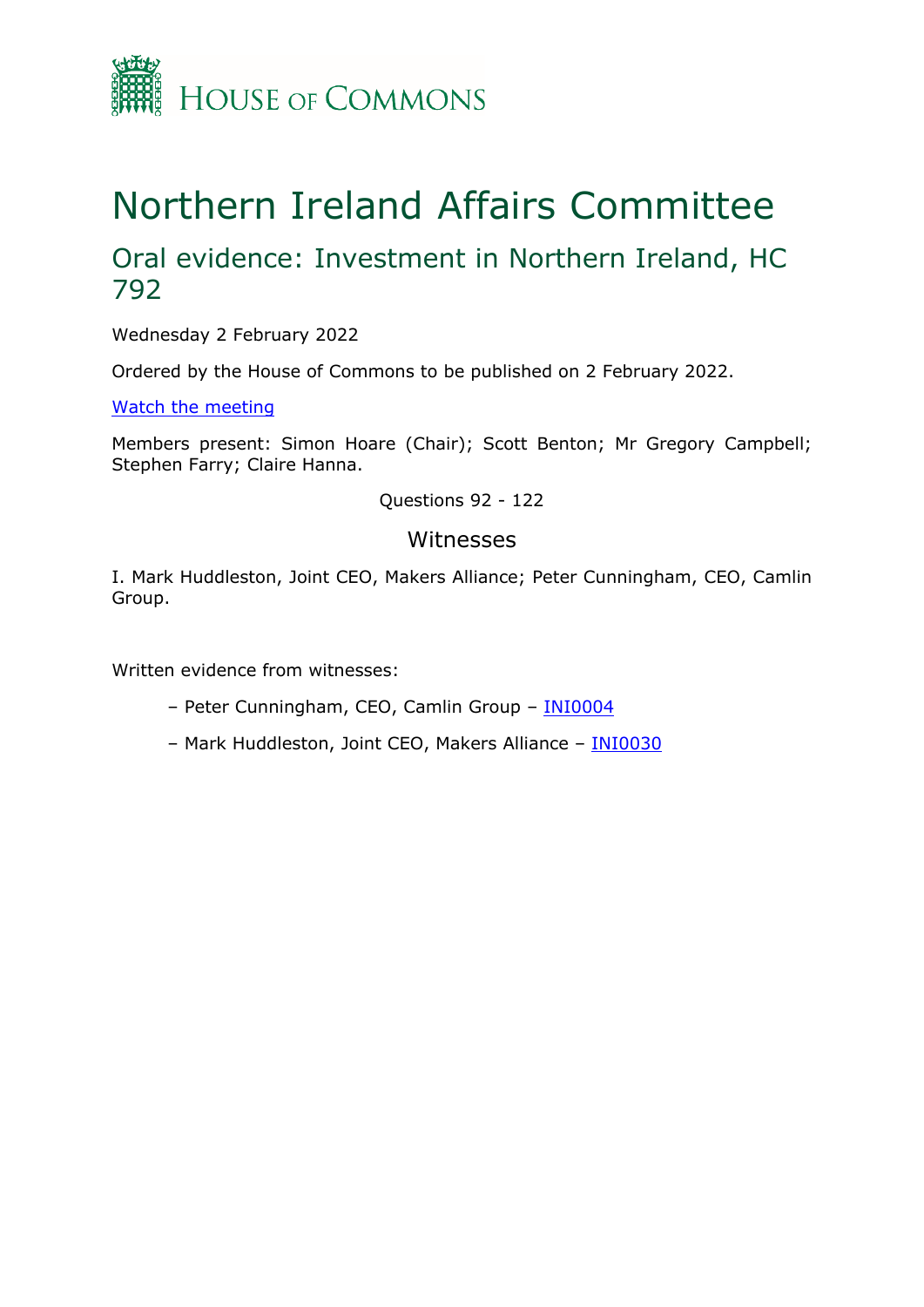House of Commons

# Northern Ireland Affairs Committee

## Oral evidence: Investment in Northern Ireland, HC 792

Wednesday 2 February 2022

Ordered by the House of Commons to be published on 2 February 2022.

[Watch the meeting]

Members present: Simon Hoare (Chair); Scott Benton; Mr Gregory Campbell; Stephen Farry; Claire Hanna.

Questions 92 - 122

### Witnesses

I. Mark Huddleston, Joint CEO, Makers Alliance; Peter Cunningham, CEO, Camlin Group.

Written evidence from witnesses:

– Peter Cunningham, CEO, Camlin Group – INI0004

– Mark Huddleston, Joint CEO, Makers Alliance – INI0030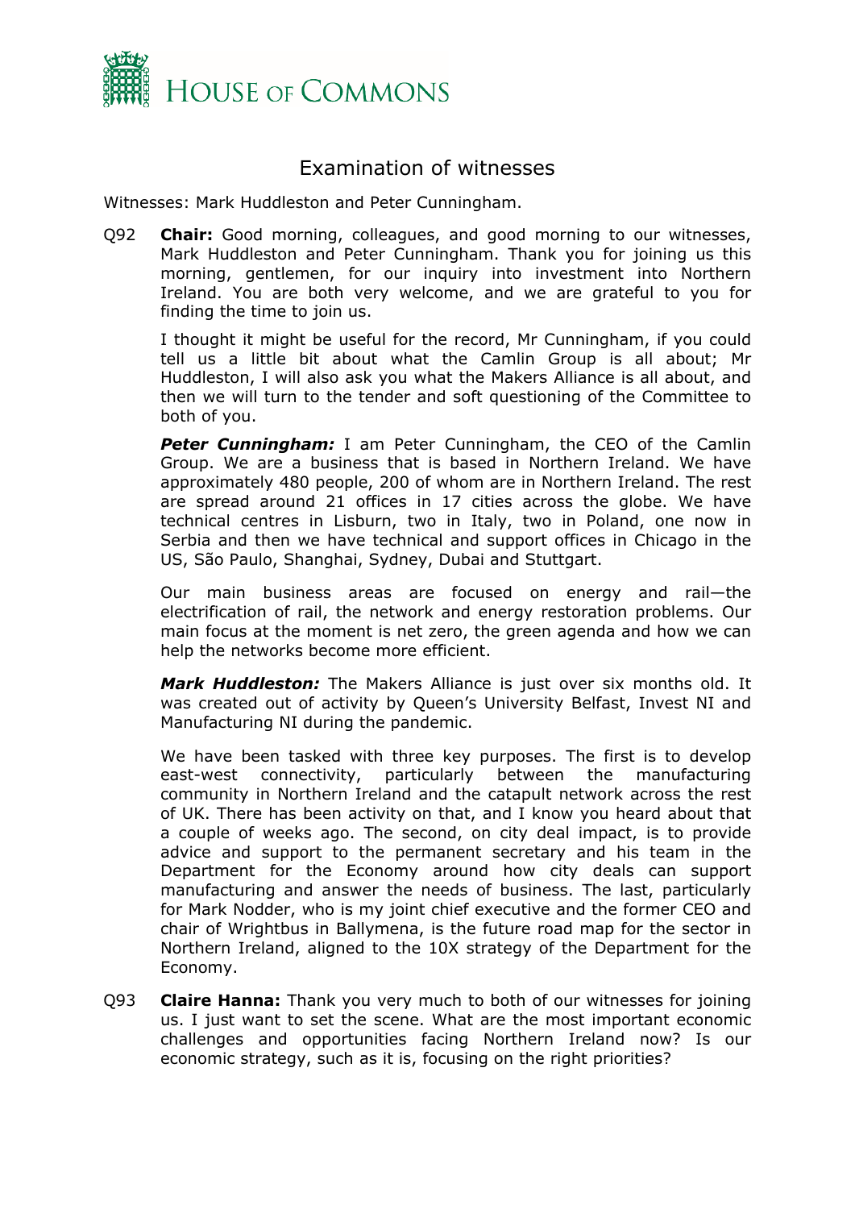# Examination of witnesses

Witnesses: Mark Huddleston and Peter Cunningham.

Q92 **Chair:** Good morning, colleagues, and good morning to our witnesses, Mark Huddleston and Peter Cunningham. Thank you for joining us this morning, gentlemen, for our inquiry into investment into Northern Ireland. You are both very welcome, and we are grateful to you for finding the time to join us.

I thought it might be useful for the record, Mr Cunningham, if you could tell us a little bit about what the Camlin Group is all about; Mr Huddleston, I will also ask you what the Makers Alliance is all about, and then we will turn to the tender and soft questioning of the Committee to both of you.

***Peter Cunningham:*** I am Peter Cunningham, the CEO of the Camlin Group. We are a business that is based in Northern Ireland. We have approximately 480 people, 200 of whom are in Northern Ireland. The rest are spread around 21 offices in 17 cities across the globe. We have technical centres in Lisburn, two in Italy, two in Poland, one now in Serbia and then we have technical and support offices in Chicago in the US, São Paulo, Shanghai, Sydney, Dubai and Stuttgart.

Our main business areas are focused on energy and rail—the electrification of rail, the network and energy restoration problems. Our main focus at the moment is net zero, the green agenda and how we can help the networks become more efficient.

***Mark Huddleston:*** The Makers Alliance is just over six months old. It was created out of activity by Queen's University Belfast, Invest NI and Manufacturing NI during the pandemic.

We have been tasked with three key purposes. The first is to develop east-west connectivity, particularly between the manufacturing community in Northern Ireland and the catapult network across the rest of UK. There has been activity on that, and I know you heard about that a couple of weeks ago. The second, on city deal impact, is to provide advice and support to the permanent secretary and his team in the Department for the Economy around how city deals can support manufacturing and answer the needs of business. The last, particularly for Mark Nodder, who is my joint chief executive and the former CEO and chair of Wrightbus in Ballymena, is the future road map for the sector in Northern Ireland, aligned to the 10X strategy of the Department for the Economy.

Q93 **Claire Hanna:** Thank you very much to both of our witnesses for joining us. I just want to set the scene. What are the most important economic challenges and opportunities facing Northern Ireland now? Is our economic strategy, such as it is, focusing on the right priorities?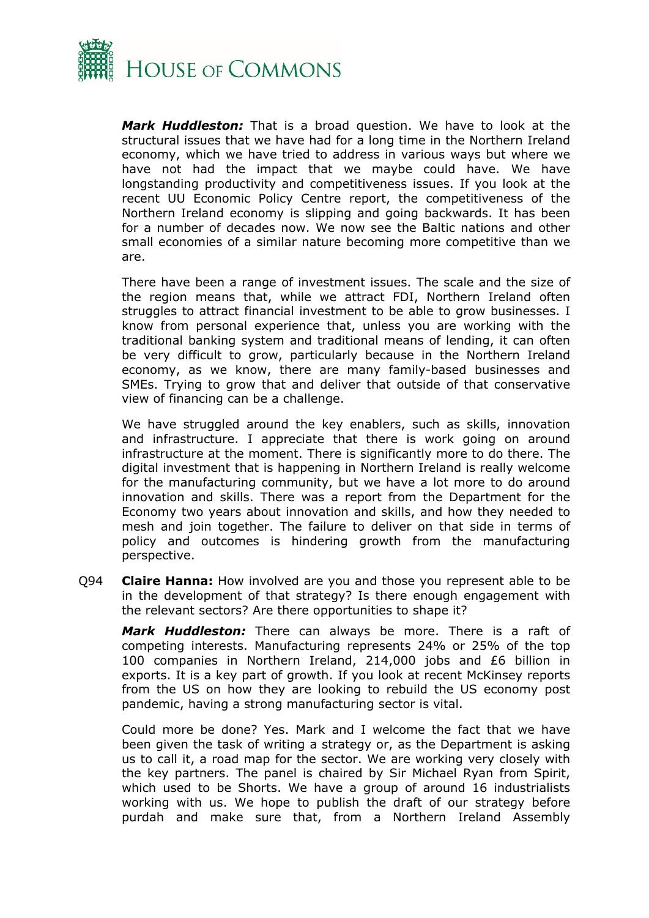***Mark Huddleston:*** That is a broad question. We have to look at the structural issues that we have had for a long time in the Northern Ireland economy, which we have tried to address in various ways but where we have not had the impact that we maybe could have. We have longstanding productivity and competitiveness issues. If you look at the recent UU Economic Policy Centre report, the competitiveness of the Northern Ireland economy is slipping and going backwards. It has been for a number of decades now. We now see the Baltic nations and other small economies of a similar nature becoming more competitive than we are.

There have been a range of investment issues. The scale and the size of the region means that, while we attract FDI, Northern Ireland often struggles to attract financial investment to be able to grow businesses. I know from personal experience that, unless you are working with the traditional banking system and traditional means of lending, it can often be very difficult to grow, particularly because in the Northern Ireland economy, as we know, there are many family-based businesses and SMEs. Trying to grow that and deliver that outside of that conservative view of financing can be a challenge.

We have struggled around the key enablers, such as skills, innovation and infrastructure. I appreciate that there is work going on around infrastructure at the moment. There is significantly more to do there. The digital investment that is happening in Northern Ireland is really welcome for the manufacturing community, but we have a lot more to do around innovation and skills. There was a report from the Department for the Economy two years about innovation and skills, and how they needed to mesh and join together. The failure to deliver on that side in terms of policy and outcomes is hindering growth from the manufacturing perspective.

Q94 **Claire Hanna:** How involved are you and those you represent able to be in the development of that strategy? Is there enough engagement with the relevant sectors? Are there opportunities to shape it?

***Mark Huddleston:*** There can always be more. There is a raft of competing interests. Manufacturing represents 24% or 25% of the top 100 companies in Northern Ireland, 214,000 jobs and £6 billion in exports. It is a key part of growth. If you look at recent McKinsey reports from the US on how they are looking to rebuild the US economy post pandemic, having a strong manufacturing sector is vital.

Could more be done? Yes. Mark and I welcome the fact that we have been given the task of writing a strategy or, as the Department is asking us to call it, a road map for the sector. We are working very closely with the key partners. The panel is chaired by Sir Michael Ryan from Spirit, which used to be Shorts. We have a group of around 16 industrialists working with us. We hope to publish the draft of our strategy before purdah and make sure that, from a Northern Ireland Assembly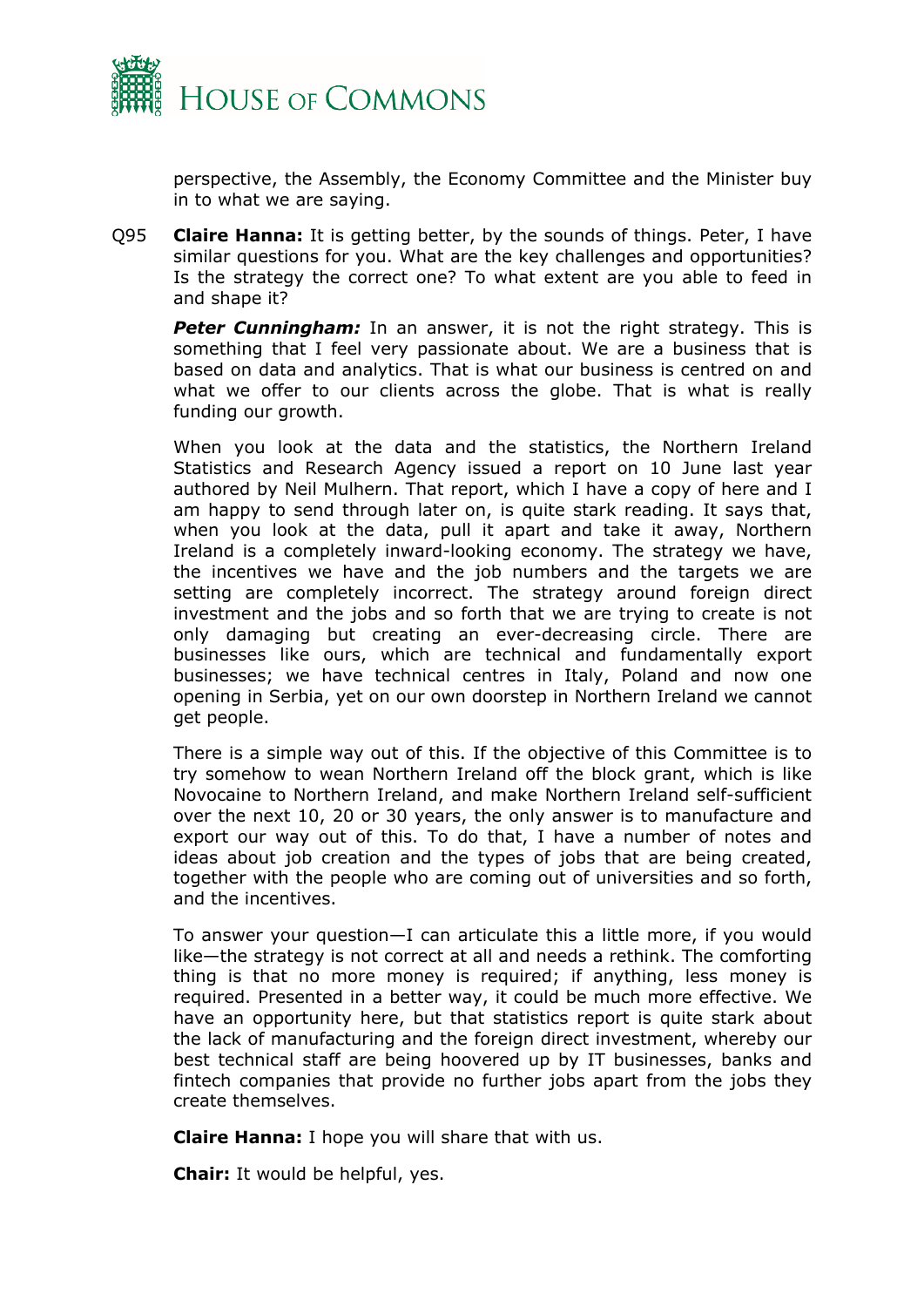perspective, the Assembly, the Economy Committee and the Minister buy in to what we are saying.

Q95 **Claire Hanna:** It is getting better, by the sounds of things. Peter, I have similar questions for you. What are the key challenges and opportunities? Is the strategy the correct one? To what extent are you able to feed in and shape it?

***Peter Cunningham:*** In an answer, it is not the right strategy. This is something that I feel very passionate about. We are a business that is based on data and analytics. That is what our business is centred on and what we offer to our clients across the globe. That is what is really funding our growth.

When you look at the data and the statistics, the Northern Ireland Statistics and Research Agency issued a report on 10 June last year authored by Neil Mulhern. That report, which I have a copy of here and I am happy to send through later on, is quite stark reading. It says that, when you look at the data, pull it apart and take it away, Northern Ireland is a completely inward-looking economy. The strategy we have, the incentives we have and the job numbers and the targets we are setting are completely incorrect. The strategy around foreign direct investment and the jobs and so forth that we are trying to create is not only damaging but creating an ever-decreasing circle. There are businesses like ours, which are technical and fundamentally export businesses; we have technical centres in Italy, Poland and now one opening in Serbia, yet on our own doorstep in Northern Ireland we cannot get people.

There is a simple way out of this. If the objective of this Committee is to try somehow to wean Northern Ireland off the block grant, which is like Novocaine to Northern Ireland, and make Northern Ireland self-sufficient over the next 10, 20 or 30 years, the only answer is to manufacture and export our way out of this. To do that, I have a number of notes and ideas about job creation and the types of jobs that are being created, together with the people who are coming out of universities and so forth, and the incentives.

To answer your question—I can articulate this a little more, if you would like—the strategy is not correct at all and needs a rethink. The comforting thing is that no more money is required; if anything, less money is required. Presented in a better way, it could be much more effective. We have an opportunity here, but that statistics report is quite stark about the lack of manufacturing and the foreign direct investment, whereby our best technical staff are being hoovered up by IT businesses, banks and fintech companies that provide no further jobs apart from the jobs they create themselves.

**Claire Hanna:** I hope you will share that with us.

**Chair:** It would be helpful, yes.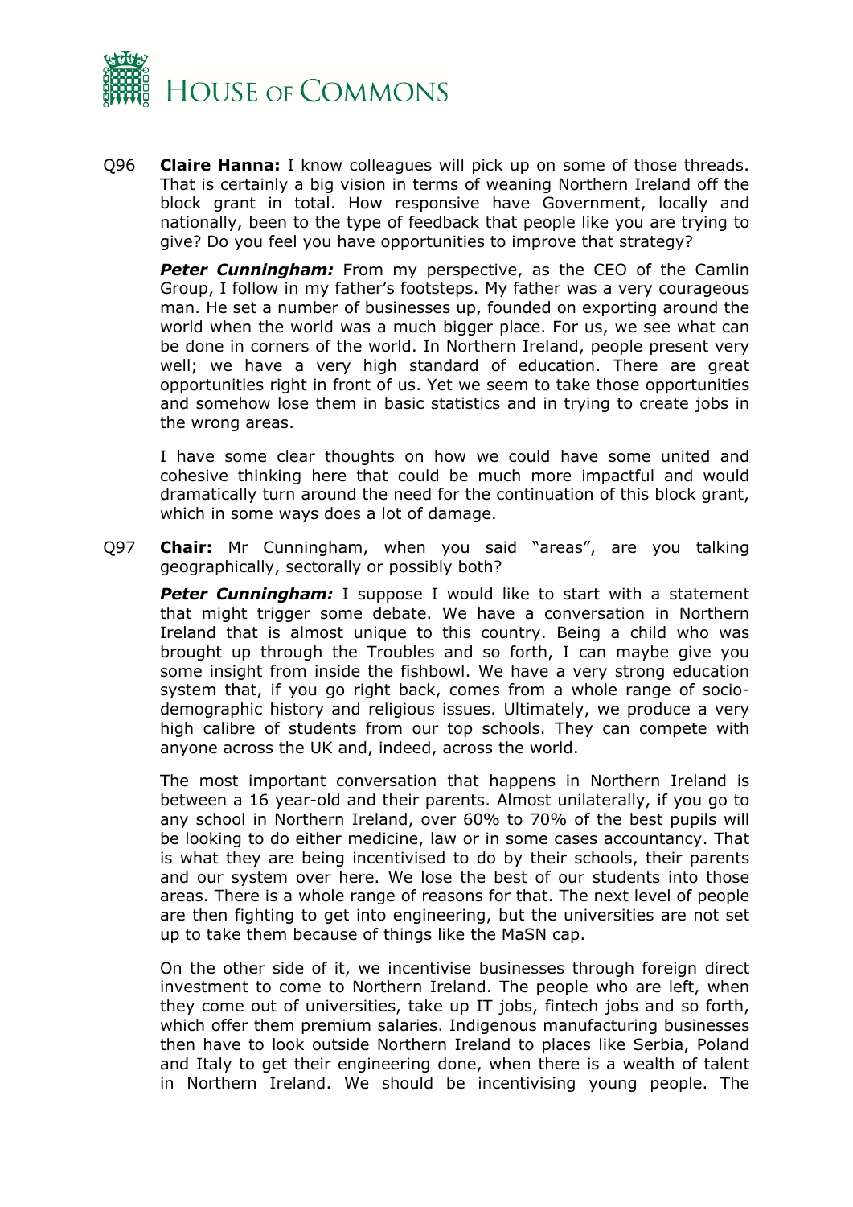Q96 **Claire Hanna:** I know colleagues will pick up on some of those threads. That is certainly a big vision in terms of weaning Northern Ireland off the block grant in total. How responsive have Government, locally and nationally, been to the type of feedback that people like you are trying to give? Do you feel you have opportunities to improve that strategy?

***Peter Cunningham:*** From my perspective, as the CEO of the Camlin Group, I follow in my father's footsteps. My father was a very courageous man. He set a number of businesses up, founded on exporting around the world when the world was a much bigger place. For us, we see what can be done in corners of the world. In Northern Ireland, people present very well; we have a very high standard of education. There are great opportunities right in front of us. Yet we seem to take those opportunities and somehow lose them in basic statistics and in trying to create jobs in the wrong areas.

I have some clear thoughts on how we could have some united and cohesive thinking here that could be much more impactful and would dramatically turn around the need for the continuation of this block grant, which in some ways does a lot of damage.

Q97 **Chair:** Mr Cunningham, when you said "areas", are you talking geographically, sectorally or possibly both?

***Peter Cunningham:*** I suppose I would like to start with a statement that might trigger some debate. We have a conversation in Northern Ireland that is almost unique to this country. Being a child who was brought up through the Troubles and so forth, I can maybe give you some insight from inside the fishbowl. We have a very strong education system that, if you go right back, comes from a whole range of socio-demographic history and religious issues. Ultimately, we produce a very high calibre of students from our top schools. They can compete with anyone across the UK and, indeed, across the world.

The most important conversation that happens in Northern Ireland is between a 16 year-old and their parents. Almost unilaterally, if you go to any school in Northern Ireland, over 60% to 70% of the best pupils will be looking to do either medicine, law or in some cases accountancy. That is what they are being incentivised to do by their schools, their parents and our system over here. We lose the best of our students into those areas. There is a whole range of reasons for that. The next level of people are then fighting to get into engineering, but the universities are not set up to take them because of things like the MaSN cap.

On the other side of it, we incentivise businesses through foreign direct investment to come to Northern Ireland. The people who are left, when they come out of universities, take up IT jobs, fintech jobs and so forth, which offer them premium salaries. Indigenous manufacturing businesses then have to look outside Northern Ireland to places like Serbia, Poland and Italy to get their engineering done, when there is a wealth of talent in Northern Ireland. We should be incentivising young people. The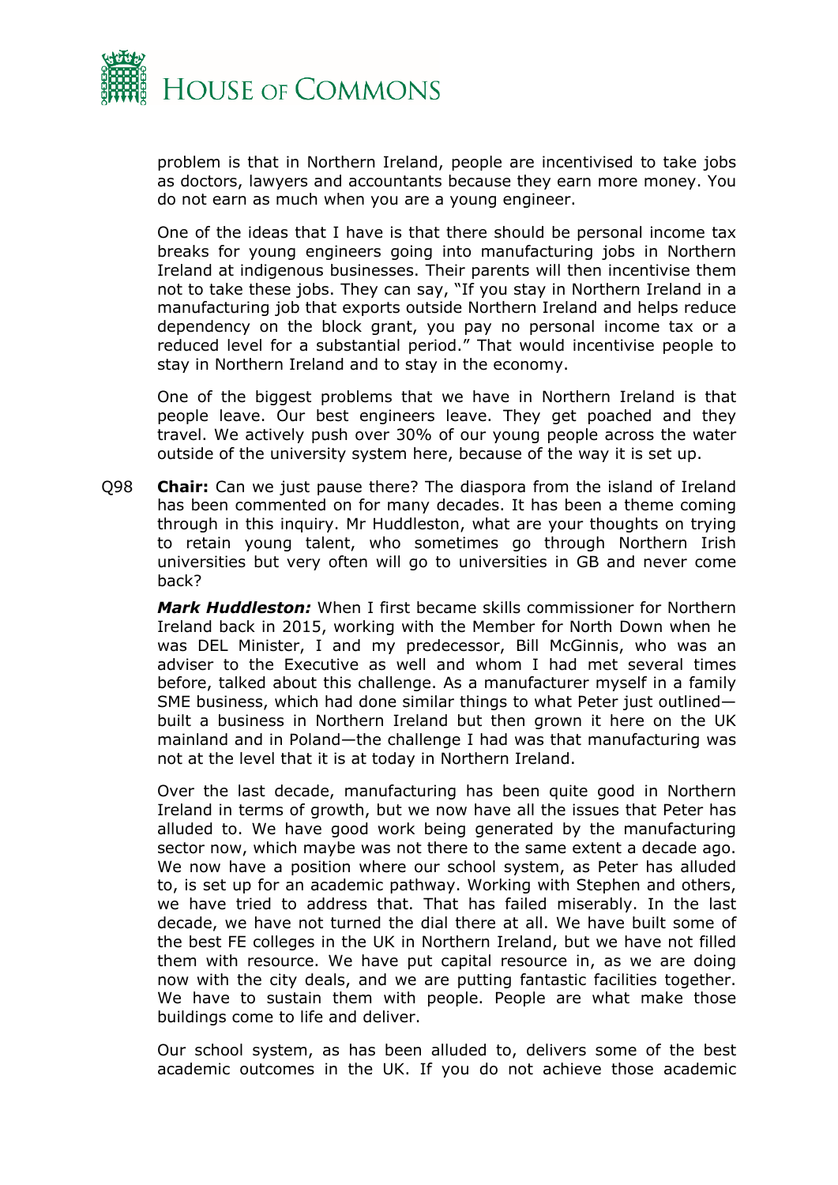problem is that in Northern Ireland, people are incentivised to take jobs as doctors, lawyers and accountants because they earn more money. You do not earn as much when you are a young engineer.

One of the ideas that I have is that there should be personal income tax breaks for young engineers going into manufacturing jobs in Northern Ireland at indigenous businesses. Their parents will then incentivise them not to take these jobs. They can say, "If you stay in Northern Ireland in a manufacturing job that exports outside Northern Ireland and helps reduce dependency on the block grant, you pay no personal income tax or a reduced level for a substantial period." That would incentivise people to stay in Northern Ireland and to stay in the economy.

One of the biggest problems that we have in Northern Ireland is that people leave. Our best engineers leave. They get poached and they travel. We actively push over 30% of our young people across the water outside of the university system here, because of the way it is set up.

Q98 **Chair:** Can we just pause there? The diaspora from the island of Ireland has been commented on for many decades. It has been a theme coming through in this inquiry. Mr Huddleston, what are your thoughts on trying to retain young talent, who sometimes go through Northern Irish universities but very often will go to universities in GB and never come back?

***Mark Huddleston:*** When I first became skills commissioner for Northern Ireland back in 2015, working with the Member for North Down when he was DEL Minister, I and my predecessor, Bill McGinnis, who was an adviser to the Executive as well and whom I had met several times before, talked about this challenge. As a manufacturer myself in a family SME business, which had done similar things to what Peter just outlined—built a business in Northern Ireland but then grown it here on the UK mainland and in Poland—the challenge I had was that manufacturing was not at the level that it is at today in Northern Ireland.

Over the last decade, manufacturing has been quite good in Northern Ireland in terms of growth, but we now have all the issues that Peter has alluded to. We have good work being generated by the manufacturing sector now, which maybe was not there to the same extent a decade ago. We now have a position where our school system, as Peter has alluded to, is set up for an academic pathway. Working with Stephen and others, we have tried to address that. That has failed miserably. In the last decade, we have not turned the dial there at all. We have built some of the best FE colleges in the UK in Northern Ireland, but we have not filled them with resource. We have put capital resource in, as we are doing now with the city deals, and we are putting fantastic facilities together. We have to sustain them with people. People are what make those buildings come to life and deliver.

Our school system, as has been alluded to, delivers some of the best academic outcomes in the UK. If you do not achieve those academic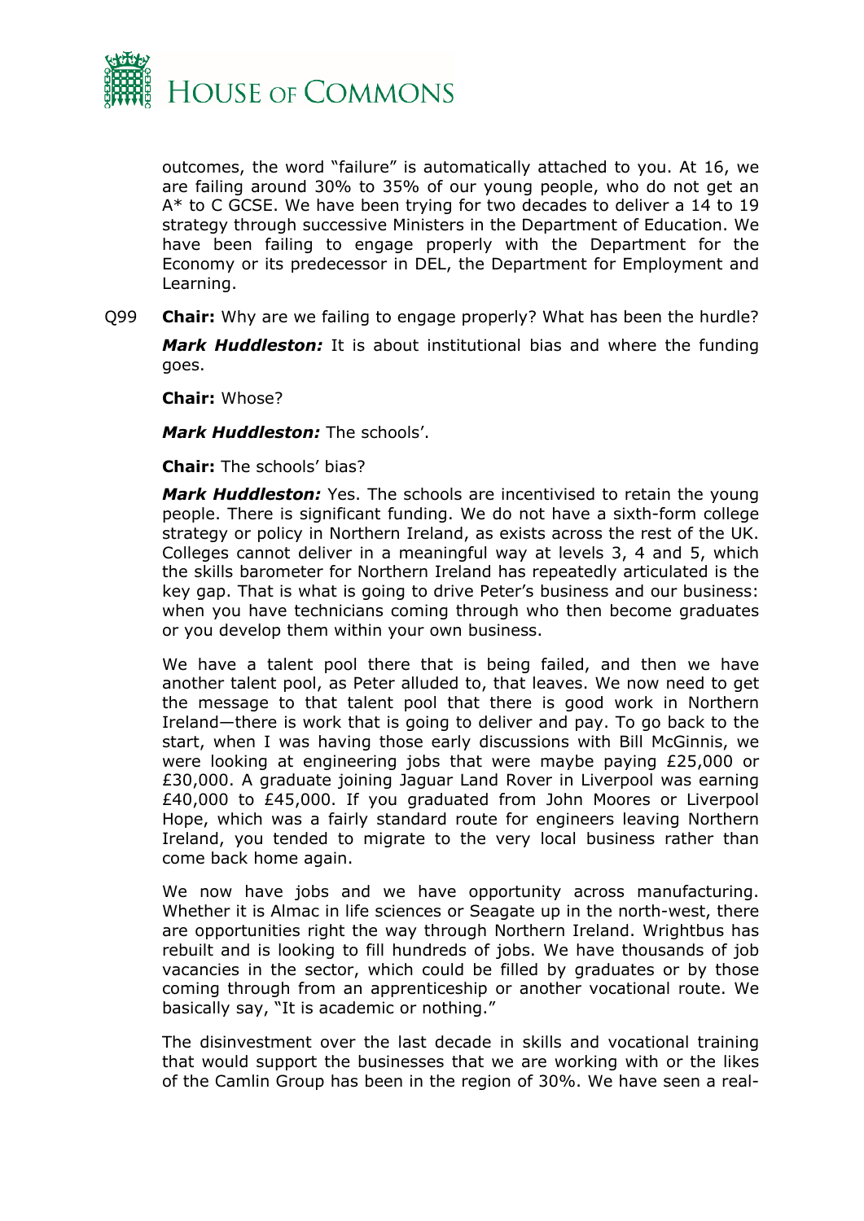outcomes, the word "failure" is automatically attached to you. At 16, we are failing around 30% to 35% of our young people, who do not get an A* to C GCSE. We have been trying for two decades to deliver a 14 to 19 strategy through successive Ministers in the Department of Education. We have been failing to engage properly with the Department for the Economy or its predecessor in DEL, the Department for Employment and Learning.

Q99 **Chair:** Why are we failing to engage properly? What has been the hurdle?

***Mark Huddleston:*** It is about institutional bias and where the funding goes.

**Chair:** Whose?

***Mark Huddleston:*** The schools'.

**Chair:** The schools' bias?

***Mark Huddleston:*** Yes. The schools are incentivised to retain the young people. There is significant funding. We do not have a sixth-form college strategy or policy in Northern Ireland, as exists across the rest of the UK. Colleges cannot deliver in a meaningful way at levels 3, 4 and 5, which the skills barometer for Northern Ireland has repeatedly articulated is the key gap. That is what is going to drive Peter's business and our business: when you have technicians coming through who then become graduates or you develop them within your own business.

We have a talent pool there that is being failed, and then we have another talent pool, as Peter alluded to, that leaves. We now need to get the message to that talent pool that there is good work in Northern Ireland—there is work that is going to deliver and pay. To go back to the start, when I was having those early discussions with Bill McGinnis, we were looking at engineering jobs that were maybe paying £25,000 or £30,000. A graduate joining Jaguar Land Rover in Liverpool was earning £40,000 to £45,000. If you graduated from John Moores or Liverpool Hope, which was a fairly standard route for engineers leaving Northern Ireland, you tended to migrate to the very local business rather than come back home again.

We now have jobs and we have opportunity across manufacturing. Whether it is Almac in life sciences or Seagate up in the north-west, there are opportunities right the way through Northern Ireland. Wrightbus has rebuilt and is looking to fill hundreds of jobs. We have thousands of job vacancies in the sector, which could be filled by graduates or by those coming through from an apprenticeship or another vocational route. We basically say, "It is academic or nothing."

The disinvestment over the last decade in skills and vocational training that would support the businesses that we are working with or the likes of the Camlin Group has been in the region of 30%. We have seen a real-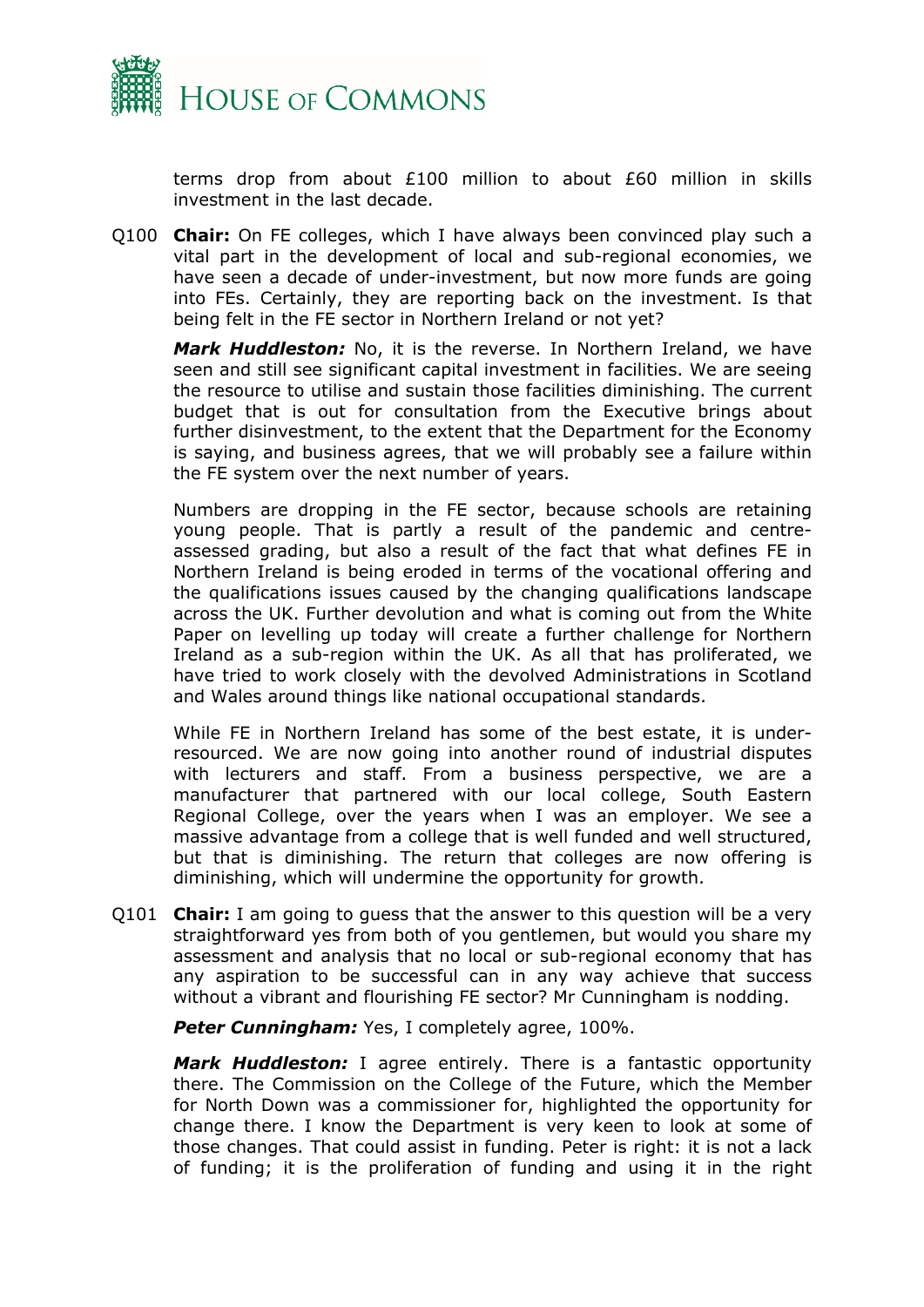terms drop from about £100 million to about £60 million in skills investment in the last decade.

Q100 **Chair:** On FE colleges, which I have always been convinced play such a vital part in the development of local and sub-regional economies, we have seen a decade of under-investment, but now more funds are going into FEs. Certainly, they are reporting back on the investment. Is that being felt in the FE sector in Northern Ireland or not yet?

***Mark Huddleston:*** No, it is the reverse. In Northern Ireland, we have seen and still see significant capital investment in facilities. We are seeing the resource to utilise and sustain those facilities diminishing. The current budget that is out for consultation from the Executive brings about further disinvestment, to the extent that the Department for the Economy is saying, and business agrees, that we will probably see a failure within the FE system over the next number of years.

Numbers are dropping in the FE sector, because schools are retaining young people. That is partly a result of the pandemic and centre-assessed grading, but also a result of the fact that what defines FE in Northern Ireland is being eroded in terms of the vocational offering and the qualifications issues caused by the changing qualifications landscape across the UK. Further devolution and what is coming out from the White Paper on levelling up today will create a further challenge for Northern Ireland as a sub-region within the UK. As all that has proliferated, we have tried to work closely with the devolved Administrations in Scotland and Wales around things like national occupational standards.

While FE in Northern Ireland has some of the best estate, it is under-resourced. We are now going into another round of industrial disputes with lecturers and staff. From a business perspective, we are a manufacturer that partnered with our local college, South Eastern Regional College, over the years when I was an employer. We see a massive advantage from a college that is well funded and well structured, but that is diminishing. The return that colleges are now offering is diminishing, which will undermine the opportunity for growth.

Q101 **Chair:** I am going to guess that the answer to this question will be a very straightforward yes from both of you gentlemen, but would you share my assessment and analysis that no local or sub-regional economy that has any aspiration to be successful can in any way achieve that success without a vibrant and flourishing FE sector? Mr Cunningham is nodding.

***Peter Cunningham:*** Yes, I completely agree, 100%.

***Mark Huddleston:*** I agree entirely. There is a fantastic opportunity there. The Commission on the College of the Future, which the Member for North Down was a commissioner for, highlighted the opportunity for change there. I know the Department is very keen to look at some of those changes. That could assist in funding. Peter is right: it is not a lack of funding; it is the proliferation of funding and using it in the right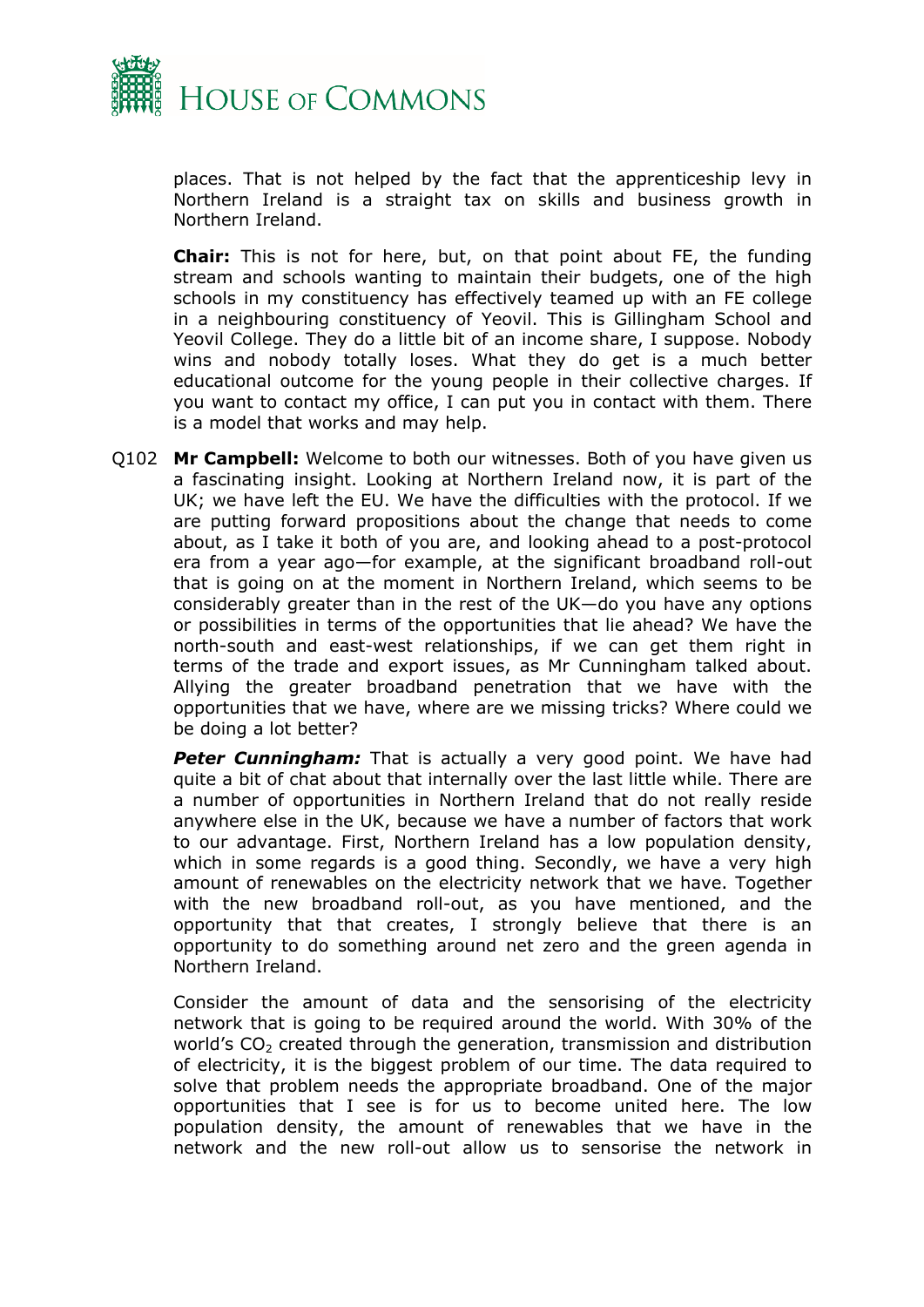places. That is not helped by the fact that the apprenticeship levy in Northern Ireland is a straight tax on skills and business growth in Northern Ireland.

**Chair:** This is not for here, but, on that point about FE, the funding stream and schools wanting to maintain their budgets, one of the high schools in my constituency has effectively teamed up with an FE college in a neighbouring constituency of Yeovil. This is Gillingham School and Yeovil College. They do a little bit of an income share, I suppose. Nobody wins and nobody totally loses. What they do get is a much better educational outcome for the young people in their collective charges. If you want to contact my office, I can put you in contact with them. There is a model that works and may help.

Q102 **Mr Campbell:** Welcome to both our witnesses. Both of you have given us a fascinating insight. Looking at Northern Ireland now, it is part of the UK; we have left the EU. We have the difficulties with the protocol. If we are putting forward propositions about the change that needs to come about, as I take it both of you are, and looking ahead to a post-protocol era from a year ago—for example, at the significant broadband roll-out that is going on at the moment in Northern Ireland, which seems to be considerably greater than in the rest of the UK—do you have any options or possibilities in terms of the opportunities that lie ahead? We have the north-south and east-west relationships, if we can get them right in terms of the trade and export issues, as Mr Cunningham talked about. Allying the greater broadband penetration that we have with the opportunities that we have, where are we missing tricks? Where could we be doing a lot better?

***Peter Cunningham:*** That is actually a very good point. We have had quite a bit of chat about that internally over the last little while. There are a number of opportunities in Northern Ireland that do not really reside anywhere else in the UK, because we have a number of factors that work to our advantage. First, Northern Ireland has a low population density, which in some regards is a good thing. Secondly, we have a very high amount of renewables on the electricity network that we have. Together with the new broadband roll-out, as you have mentioned, and the opportunity that that creates, I strongly believe that there is an opportunity to do something around net zero and the green agenda in Northern Ireland.

Consider the amount of data and the sensorising of the electricity network that is going to be required around the world. With 30% of the world's $CO_2$ created through the generation, transmission and distribution of electricity, it is the biggest problem of our time. The data required to solve that problem needs the appropriate broadband. One of the major opportunities that I see is for us to become united here. The low population density, the amount of renewables that we have in the network and the new roll-out allow us to sensorise the network in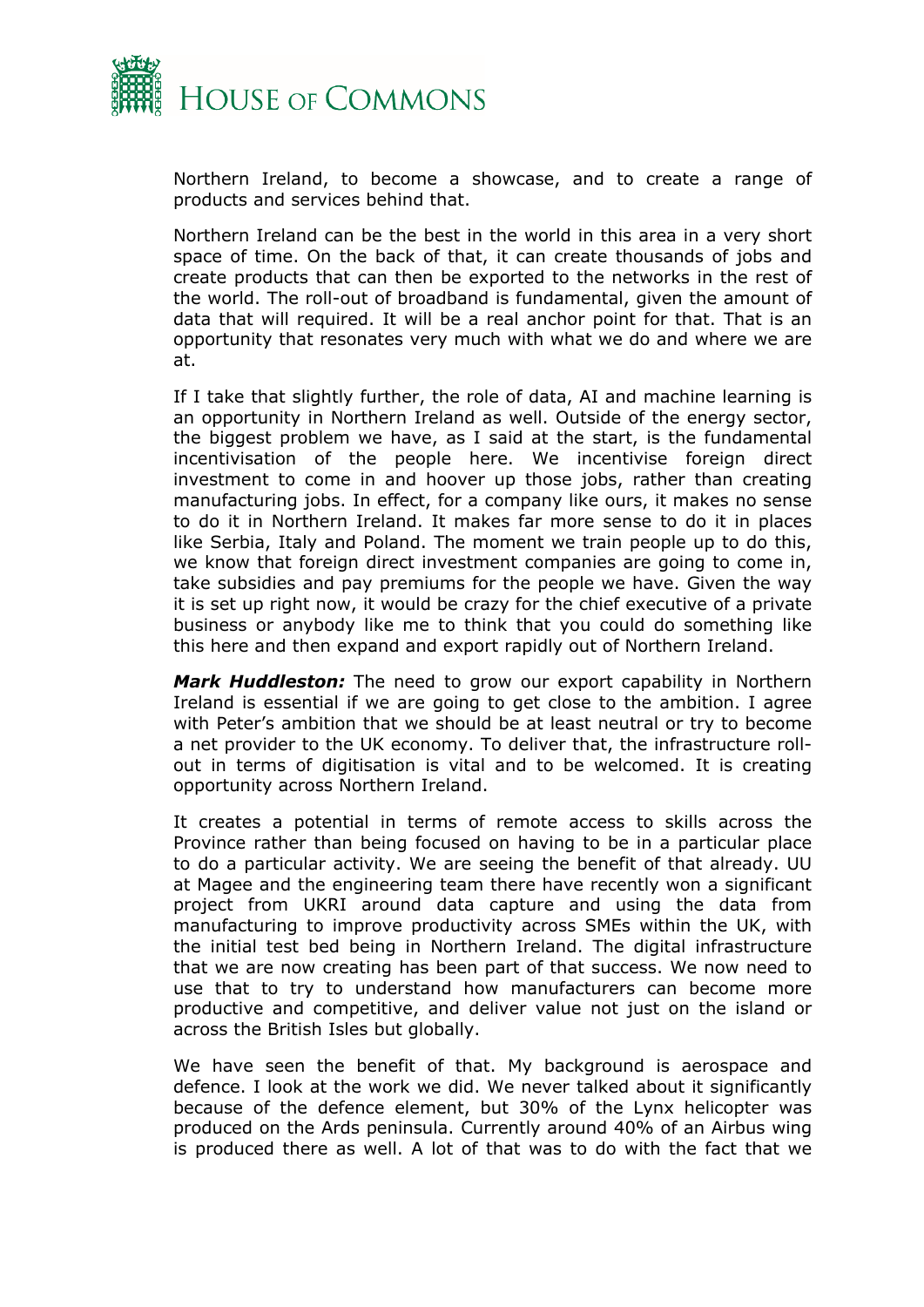Northern Ireland, to become a showcase, and to create a range of products and services behind that.

Northern Ireland can be the best in the world in this area in a very short space of time. On the back of that, it can create thousands of jobs and create products that can then be exported to the networks in the rest of the world. The roll-out of broadband is fundamental, given the amount of data that will required. It will be a real anchor point for that. That is an opportunity that resonates very much with what we do and where we are at.

If I take that slightly further, the role of data, AI and machine learning is an opportunity in Northern Ireland as well. Outside of the energy sector, the biggest problem we have, as I said at the start, is the fundamental incentivisation of the people here. We incentivise foreign direct investment to come in and hoover up those jobs, rather than creating manufacturing jobs. In effect, for a company like ours, it makes no sense to do it in Northern Ireland. It makes far more sense to do it in places like Serbia, Italy and Poland. The moment we train people up to do this, we know that foreign direct investment companies are going to come in, take subsidies and pay premiums for the people we have. Given the way it is set up right now, it would be crazy for the chief executive of a private business or anybody like me to think that you could do something like this here and then expand and export rapidly out of Northern Ireland.

***Mark Huddleston:*** The need to grow our export capability in Northern Ireland is essential if we are going to get close to the ambition. I agree with Peter's ambition that we should be at least neutral or try to become a net provider to the UK economy. To deliver that, the infrastructure roll-out in terms of digitisation is vital and to be welcomed. It is creating opportunity across Northern Ireland.

It creates a potential in terms of remote access to skills across the Province rather than being focused on having to be in a particular place to do a particular activity. We are seeing the benefit of that already. UU at Magee and the engineering team there have recently won a significant project from UKRI around data capture and using the data from manufacturing to improve productivity across SMEs within the UK, with the initial test bed being in Northern Ireland. The digital infrastructure that we are now creating has been part of that success. We now need to use that to try to understand how manufacturers can become more productive and competitive, and deliver value not just on the island or across the British Isles but globally.

We have seen the benefit of that. My background is aerospace and defence. I look at the work we did. We never talked about it significantly because of the defence element, but 30% of the Lynx helicopter was produced on the Ards peninsula. Currently around 40% of an Airbus wing is produced there as well. A lot of that was to do with the fact that we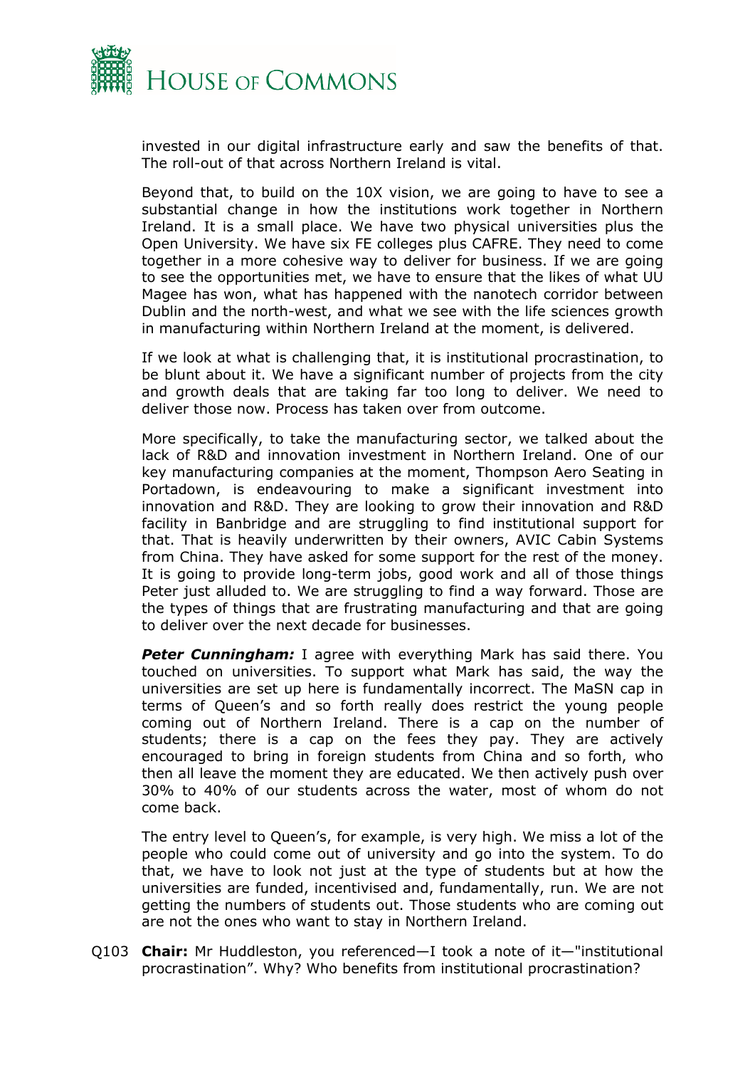invested in our digital infrastructure early and saw the benefits of that. The roll-out of that across Northern Ireland is vital.

Beyond that, to build on the 10X vision, we are going to have to see a substantial change in how the institutions work together in Northern Ireland. It is a small place. We have two physical universities plus the Open University. We have six FE colleges plus CAFRE. They need to come together in a more cohesive way to deliver for business. If we are going to see the opportunities met, we have to ensure that the likes of what UU Magee has won, what has happened with the nanotech corridor between Dublin and the north-west, and what we see with the life sciences growth in manufacturing within Northern Ireland at the moment, is delivered.

If we look at what is challenging that, it is institutional procrastination, to be blunt about it. We have a significant number of projects from the city and growth deals that are taking far too long to deliver. We need to deliver those now. Process has taken over from outcome.

More specifically, to take the manufacturing sector, we talked about the lack of R&D and innovation investment in Northern Ireland. One of our key manufacturing companies at the moment, Thompson Aero Seating in Portadown, is endeavouring to make a significant investment into innovation and R&D. They are looking to grow their innovation and R&D facility in Banbridge and are struggling to find institutional support for that. That is heavily underwritten by their owners, AVIC Cabin Systems from China. They have asked for some support for the rest of the money. It is going to provide long-term jobs, good work and all of those things Peter just alluded to. We are struggling to find a way forward. Those are the types of things that are frustrating manufacturing and that are going to deliver over the next decade for businesses.

***Peter Cunningham:*** I agree with everything Mark has said there. You touched on universities. To support what Mark has said, the way the universities are set up here is fundamentally incorrect. The MaSN cap in terms of Queen's and so forth really does restrict the young people coming out of Northern Ireland. There is a cap on the number of students; there is a cap on the fees they pay. They are actively encouraged to bring in foreign students from China and so forth, who then all leave the moment they are educated. We then actively push over 30% to 40% of our students across the water, most of whom do not come back.

The entry level to Queen's, for example, is very high. We miss a lot of the people who could come out of university and go into the system. To do that, we have to look not just at the type of students but at how the universities are funded, incentivised and, fundamentally, run. We are not getting the numbers of students out. Those students who are coming out are not the ones who want to stay in Northern Ireland.

Q103 **Chair:** Mr Huddleston, you referenced—I took a note of it—"institutional procrastination". Why? Who benefits from institutional procrastination?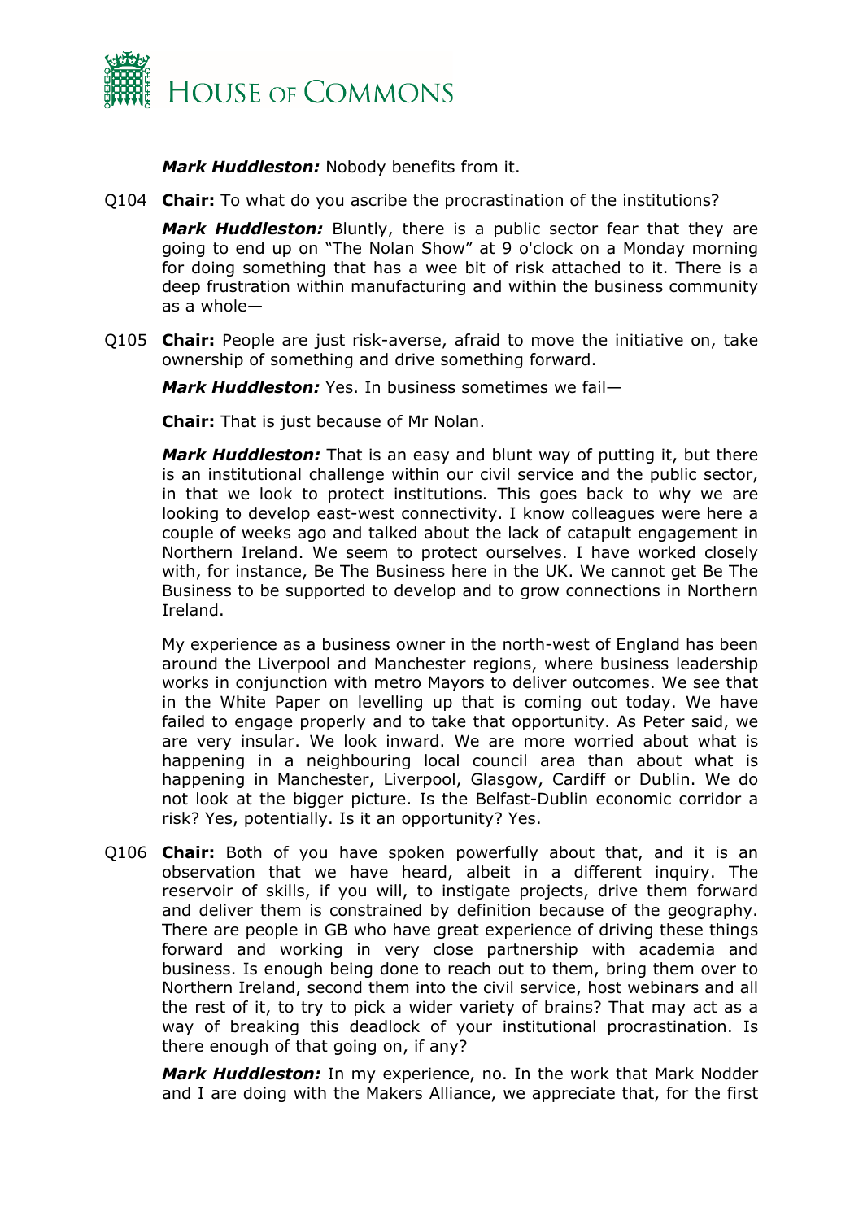***Mark Huddleston:*** Nobody benefits from it.

Q104 **Chair:** To what do you ascribe the procrastination of the institutions?

***Mark Huddleston:*** Bluntly, there is a public sector fear that they are going to end up on "The Nolan Show" at 9 o'clock on a Monday morning for doing something that has a wee bit of risk attached to it. There is a deep frustration within manufacturing and within the business community as a whole—

Q105 **Chair:** People are just risk-averse, afraid to move the initiative on, take ownership of something and drive something forward.

***Mark Huddleston:*** Yes. In business sometimes we fail—

**Chair:** That is just because of Mr Nolan.

***Mark Huddleston:*** That is an easy and blunt way of putting it, but there is an institutional challenge within our civil service and the public sector, in that we look to protect institutions. This goes back to why we are looking to develop east-west connectivity. I know colleagues were here a couple of weeks ago and talked about the lack of catapult engagement in Northern Ireland. We seem to protect ourselves. I have worked closely with, for instance, Be The Business here in the UK. We cannot get Be The Business to be supported to develop and to grow connections in Northern Ireland.

My experience as a business owner in the north-west of England has been around the Liverpool and Manchester regions, where business leadership works in conjunction with metro Mayors to deliver outcomes. We see that in the White Paper on levelling up that is coming out today. We have failed to engage properly and to take that opportunity. As Peter said, we are very insular. We look inward. We are more worried about what is happening in a neighbouring local council area than about what is happening in Manchester, Liverpool, Glasgow, Cardiff or Dublin. We do not look at the bigger picture. Is the Belfast-Dublin economic corridor a risk? Yes, potentially. Is it an opportunity? Yes.

Q106 **Chair:** Both of you have spoken powerfully about that, and it is an observation that we have heard, albeit in a different inquiry. The reservoir of skills, if you will, to instigate projects, drive them forward and deliver them is constrained by definition because of the geography. There are people in GB who have great experience of driving these things forward and working in very close partnership with academia and business. Is enough being done to reach out to them, bring them over to Northern Ireland, second them into the civil service, host webinars and all the rest of it, to try to pick a wider variety of brains? That may act as a way of breaking this deadlock of your institutional procrastination. Is there enough of that going on, if any?

***Mark Huddleston:*** In my experience, no. In the work that Mark Nodder and I are doing with the Makers Alliance, we appreciate that, for the first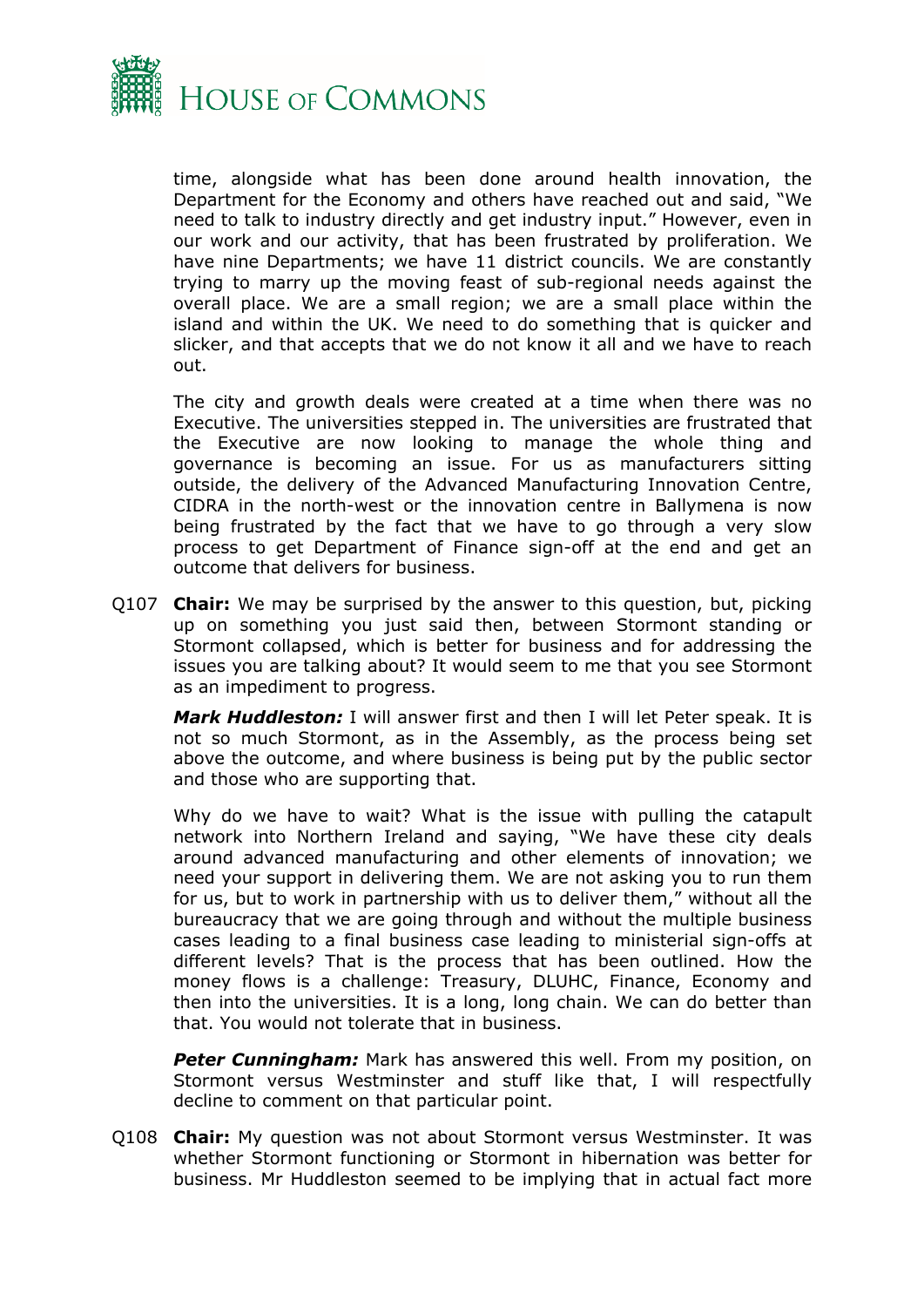time, alongside what has been done around health innovation, the Department for the Economy and others have reached out and said, "We need to talk to industry directly and get industry input." However, even in our work and our activity, that has been frustrated by proliferation. We have nine Departments; we have 11 district councils. We are constantly trying to marry up the moving feast of sub-regional needs against the overall place. We are a small region; we are a small place within the island and within the UK. We need to do something that is quicker and slicker, and that accepts that we do not know it all and we have to reach out.

The city and growth deals were created at a time when there was no Executive. The universities stepped in. The universities are frustrated that the Executive are now looking to manage the whole thing and governance is becoming an issue. For us as manufacturers sitting outside, the delivery of the Advanced Manufacturing Innovation Centre, CIDRA in the north-west or the innovation centre in Ballymena is now being frustrated by the fact that we have to go through a very slow process to get Department of Finance sign-off at the end and get an outcome that delivers for business.

Q107 **Chair:** We may be surprised by the answer to this question, but, picking up on something you just said then, between Stormont standing or Stormont collapsed, which is better for business and for addressing the issues you are talking about? It would seem to me that you see Stormont as an impediment to progress.

***Mark Huddleston:*** I will answer first and then I will let Peter speak. It is not so much Stormont, as in the Assembly, as the process being set above the outcome, and where business is being put by the public sector and those who are supporting that.

Why do we have to wait? What is the issue with pulling the catapult network into Northern Ireland and saying, "We have these city deals around advanced manufacturing and other elements of innovation; we need your support in delivering them. We are not asking you to run them for us, but to work in partnership with us to deliver them," without all the bureaucracy that we are going through and without the multiple business cases leading to a final business case leading to ministerial sign-offs at different levels? That is the process that has been outlined. How the money flows is a challenge: Treasury, DLUHC, Finance, Economy and then into the universities. It is a long, long chain. We can do better than that. You would not tolerate that in business.

***Peter Cunningham:*** Mark has answered this well. From my position, on Stormont versus Westminster and stuff like that, I will respectfully decline to comment on that particular point.

Q108 **Chair:** My question was not about Stormont versus Westminster. It was whether Stormont functioning or Stormont in hibernation was better for business. Mr Huddleston seemed to be implying that in actual fact more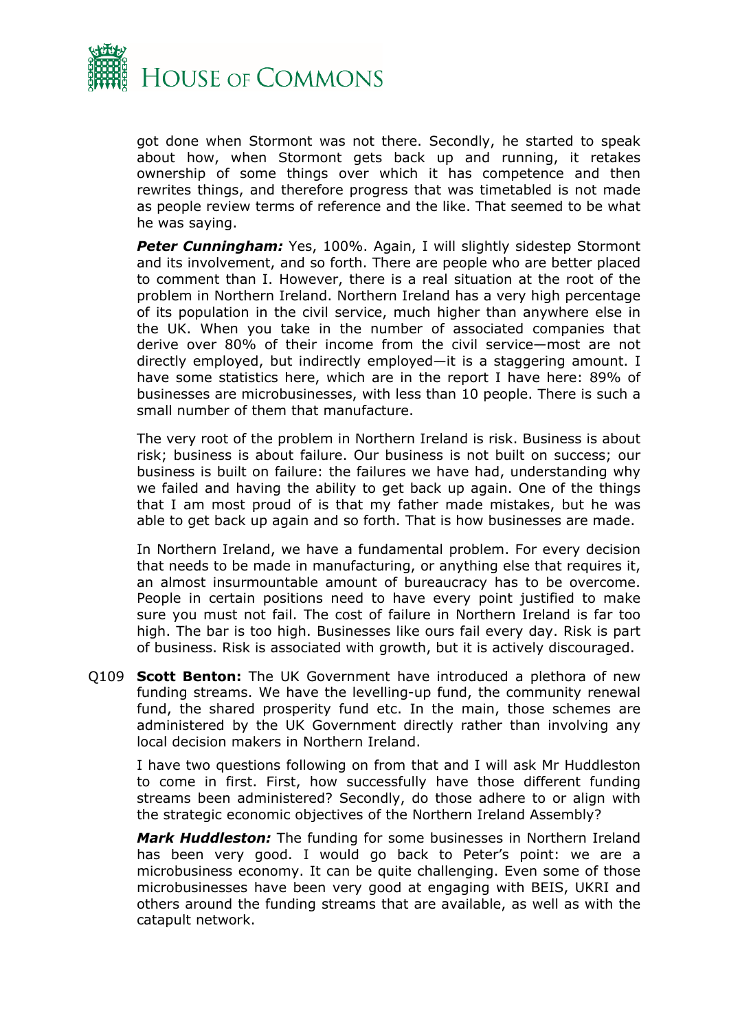got done when Stormont was not there. Secondly, he started to speak about how, when Stormont gets back up and running, it retakes ownership of some things over which it has competence and then rewrites things, and therefore progress that was timetabled is not made as people review terms of reference and the like. That seemed to be what he was saying.

***Peter Cunningham:*** Yes, 100%. Again, I will slightly sidestep Stormont and its involvement, and so forth. There are people who are better placed to comment than I. However, there is a real situation at the root of the problem in Northern Ireland. Northern Ireland has a very high percentage of its population in the civil service, much higher than anywhere else in the UK. When you take in the number of associated companies that derive over 80% of their income from the civil service—most are not directly employed, but indirectly employed—it is a staggering amount. I have some statistics here, which are in the report I have here: 89% of businesses are microbusinesses, with less than 10 people. There is such a small number of them that manufacture.

The very root of the problem in Northern Ireland is risk. Business is about risk; business is about failure. Our business is not built on success; our business is built on failure: the failures we have had, understanding why we failed and having the ability to get back up again. One of the things that I am most proud of is that my father made mistakes, but he was able to get back up again and so forth. That is how businesses are made.

In Northern Ireland, we have a fundamental problem. For every decision that needs to be made in manufacturing, or anything else that requires it, an almost insurmountable amount of bureaucracy has to be overcome. People in certain positions need to have every point justified to make sure you must not fail. The cost of failure in Northern Ireland is far too high. The bar is too high. Businesses like ours fail every day. Risk is part of business. Risk is associated with growth, but it is actively discouraged.

Q109 **Scott Benton:** The UK Government have introduced a plethora of new funding streams. We have the levelling-up fund, the community renewal fund, the shared prosperity fund etc. In the main, those schemes are administered by the UK Government directly rather than involving any local decision makers in Northern Ireland.

I have two questions following on from that and I will ask Mr Huddleston to come in first. First, how successfully have those different funding streams been administered? Secondly, do those adhere to or align with the strategic economic objectives of the Northern Ireland Assembly?

***Mark Huddleston:*** The funding for some businesses in Northern Ireland has been very good. I would go back to Peter's point: we are a microbusiness economy. It can be quite challenging. Even some of those microbusinesses have been very good at engaging with BEIS, UKRI and others around the funding streams that are available, as well as with the catapult network.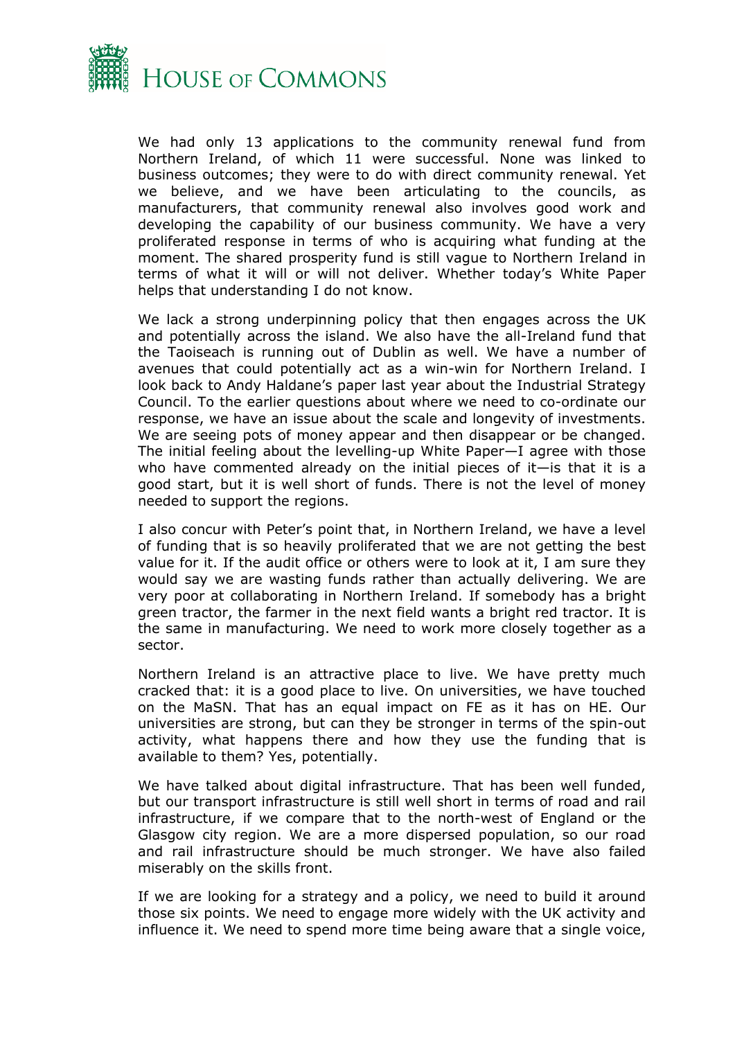We had only 13 applications to the community renewal fund from Northern Ireland, of which 11 were successful. None was linked to business outcomes; they were to do with direct community renewal. Yet we believe, and we have been articulating to the councils, as manufacturers, that community renewal also involves good work and developing the capability of our business community. We have a very proliferated response in terms of who is acquiring what funding at the moment. The shared prosperity fund is still vague to Northern Ireland in terms of what it will or will not deliver. Whether today's White Paper helps that understanding I do not know.

We lack a strong underpinning policy that then engages across the UK and potentially across the island. We also have the all-Ireland fund that the Taoiseach is running out of Dublin as well. We have a number of avenues that could potentially act as a win-win for Northern Ireland. I look back to Andy Haldane's paper last year about the Industrial Strategy Council. To the earlier questions about where we need to co-ordinate our response, we have an issue about the scale and longevity of investments. We are seeing pots of money appear and then disappear or be changed. The initial feeling about the levelling-up White Paper—I agree with those who have commented already on the initial pieces of it—is that it is a good start, but it is well short of funds. There is not the level of money needed to support the regions.

I also concur with Peter's point that, in Northern Ireland, we have a level of funding that is so heavily proliferated that we are not getting the best value for it. If the audit office or others were to look at it, I am sure they would say we are wasting funds rather than actually delivering. We are very poor at collaborating in Northern Ireland. If somebody has a bright green tractor, the farmer in the next field wants a bright red tractor. It is the same in manufacturing. We need to work more closely together as a sector.

Northern Ireland is an attractive place to live. We have pretty much cracked that: it is a good place to live. On universities, we have touched on the MaSN. That has an equal impact on FE as it has on HE. Our universities are strong, but can they be stronger in terms of the spin-out activity, what happens there and how they use the funding that is available to them? Yes, potentially.

We have talked about digital infrastructure. That has been well funded, but our transport infrastructure is still well short in terms of road and rail infrastructure, if we compare that to the north-west of England or the Glasgow city region. We are a more dispersed population, so our road and rail infrastructure should be much stronger. We have also failed miserably on the skills front.

If we are looking for a strategy and a policy, we need to build it around those six points. We need to engage more widely with the UK activity and influence it. We need to spend more time being aware that a single voice,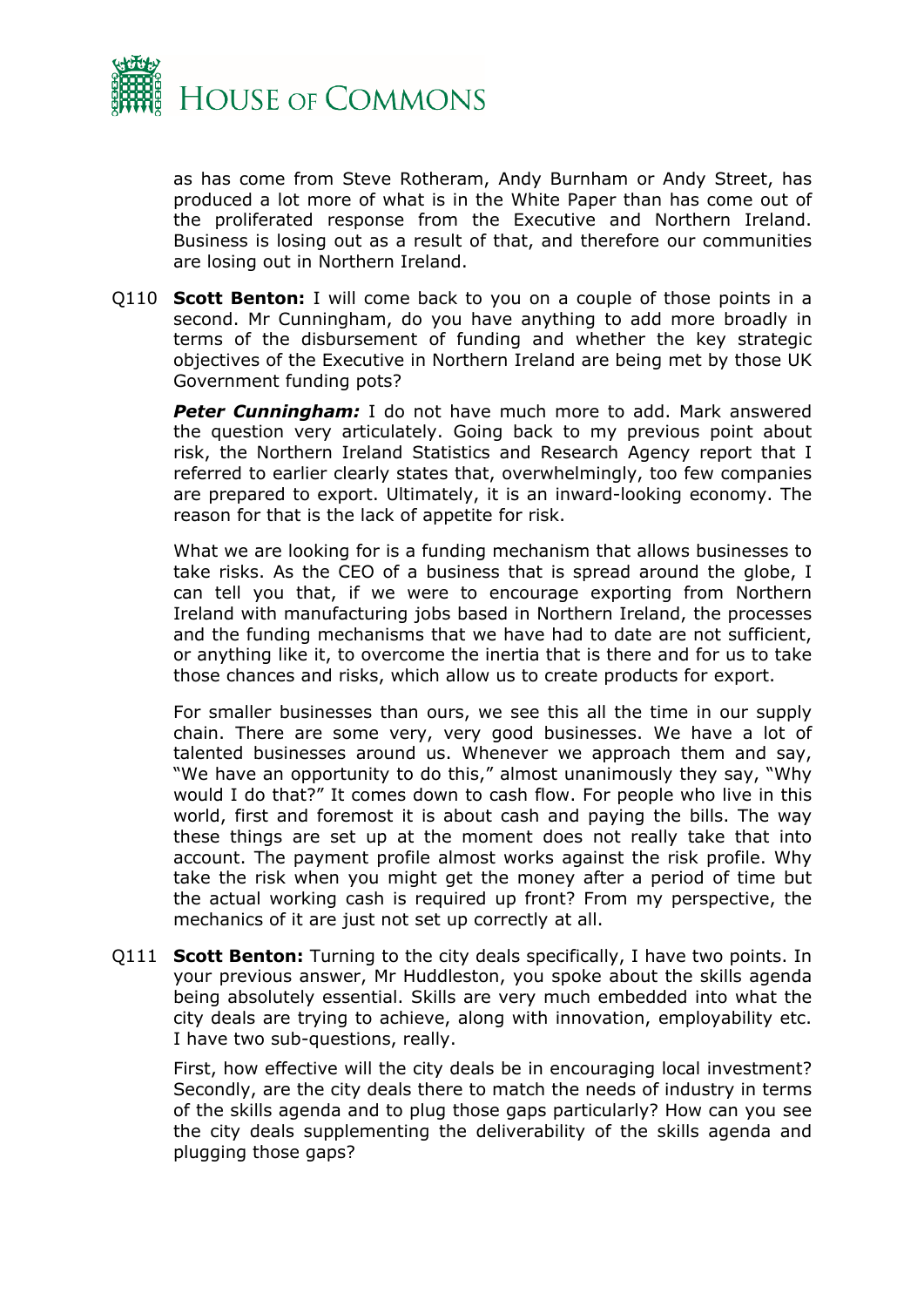as has come from Steve Rotheram, Andy Burnham or Andy Street, has produced a lot more of what is in the White Paper than has come out of the proliferated response from the Executive and Northern Ireland. Business is losing out as a result of that, and therefore our communities are losing out in Northern Ireland.

Q110 **Scott Benton:** I will come back to you on a couple of those points in a second. Mr Cunningham, do you have anything to add more broadly in terms of the disbursement of funding and whether the key strategic objectives of the Executive in Northern Ireland are being met by those UK Government funding pots?

***Peter Cunningham:*** I do not have much more to add. Mark answered the question very articulately. Going back to my previous point about risk, the Northern Ireland Statistics and Research Agency report that I referred to earlier clearly states that, overwhelmingly, too few companies are prepared to export. Ultimately, it is an inward-looking economy. The reason for that is the lack of appetite for risk.

What we are looking for is a funding mechanism that allows businesses to take risks. As the CEO of a business that is spread around the globe, I can tell you that, if we were to encourage exporting from Northern Ireland with manufacturing jobs based in Northern Ireland, the processes and the funding mechanisms that we have had to date are not sufficient, or anything like it, to overcome the inertia that is there and for us to take those chances and risks, which allow us to create products for export.

For smaller businesses than ours, we see this all the time in our supply chain. There are some very, very good businesses. We have a lot of talented businesses around us. Whenever we approach them and say, "We have an opportunity to do this," almost unanimously they say, "Why would I do that?" It comes down to cash flow. For people who live in this world, first and foremost it is about cash and paying the bills. The way these things are set up at the moment does not really take that into account. The payment profile almost works against the risk profile. Why take the risk when you might get the money after a period of time but the actual working cash is required up front? From my perspective, the mechanics of it are just not set up correctly at all.

Q111 **Scott Benton:** Turning to the city deals specifically, I have two points. In your previous answer, Mr Huddleston, you spoke about the skills agenda being absolutely essential. Skills are very much embedded into what the city deals are trying to achieve, along with innovation, employability etc. I have two sub-questions, really.

First, how effective will the city deals be in encouraging local investment? Secondly, are the city deals there to match the needs of industry in terms of the skills agenda and to plug those gaps particularly? How can you see the city deals supplementing the deliverability of the skills agenda and plugging those gaps?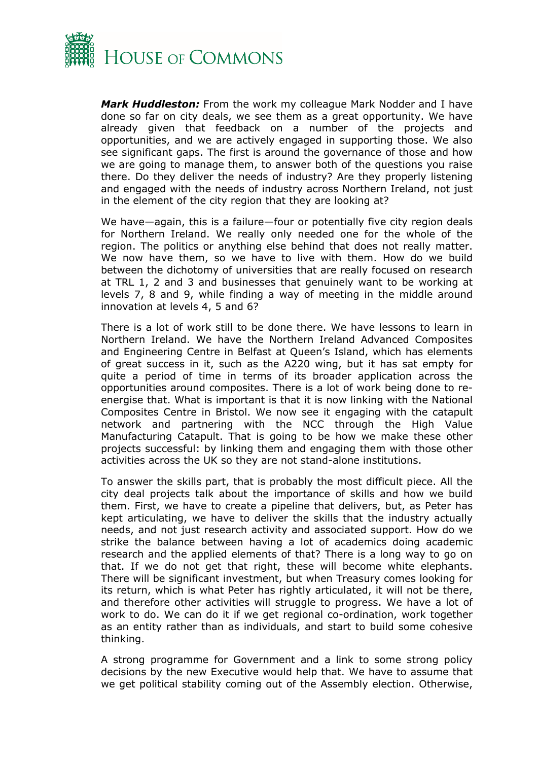***Mark Huddleston:*** From the work my colleague Mark Nodder and I have done so far on city deals, we see them as a great opportunity. We have already given that feedback on a number of the projects and opportunities, and we are actively engaged in supporting those. We also see significant gaps. The first is around the governance of those and how we are going to manage them, to answer both of the questions you raise there. Do they deliver the needs of industry? Are they properly listening and engaged with the needs of industry across Northern Ireland, not just in the element of the city region that they are looking at?

We have—again, this is a failure—four or potentially five city region deals for Northern Ireland. We really only needed one for the whole of the region. The politics or anything else behind that does not really matter. We now have them, so we have to live with them. How do we build between the dichotomy of universities that are really focused on research at TRL 1, 2 and 3 and businesses that genuinely want to be working at levels 7, 8 and 9, while finding a way of meeting in the middle around innovation at levels 4, 5 and 6?

There is a lot of work still to be done there. We have lessons to learn in Northern Ireland. We have the Northern Ireland Advanced Composites and Engineering Centre in Belfast at Queen's Island, which has elements of great success in it, such as the A220 wing, but it has sat empty for quite a period of time in terms of its broader application across the opportunities around composites. There is a lot of work being done to re-energise that. What is important is that it is now linking with the National Composites Centre in Bristol. We now see it engaging with the catapult network and partnering with the NCC through the High Value Manufacturing Catapult. That is going to be how we make these other projects successful: by linking them and engaging them with those other activities across the UK so they are not stand-alone institutions.

To answer the skills part, that is probably the most difficult piece. All the city deal projects talk about the importance of skills and how we build them. First, we have to create a pipeline that delivers, but, as Peter has kept articulating, we have to deliver the skills that the industry actually needs, and not just research activity and associated support. How do we strike the balance between having a lot of academics doing academic research and the applied elements of that? There is a long way to go on that. If we do not get that right, these will become white elephants. There will be significant investment, but when Treasury comes looking for its return, which is what Peter has rightly articulated, it will not be there, and therefore other activities will struggle to progress. We have a lot of work to do. We can do it if we get regional co-ordination, work together as an entity rather than as individuals, and start to build some cohesive thinking.

A strong programme for Government and a link to some strong policy decisions by the new Executive would help that. We have to assume that we get political stability coming out of the Assembly election. Otherwise,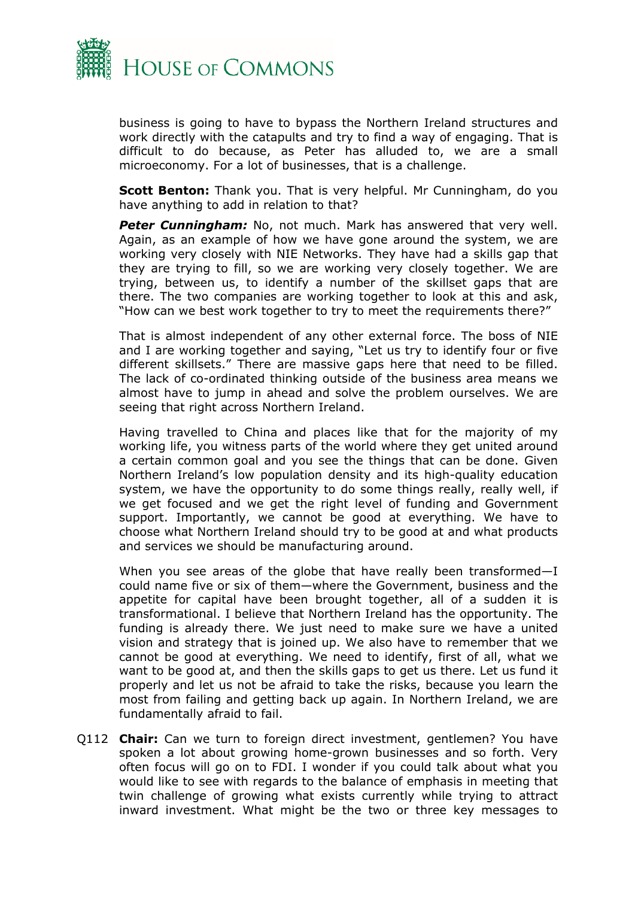business is going to have to bypass the Northern Ireland structures and work directly with the catapults and try to find a way of engaging. That is difficult to do because, as Peter has alluded to, we are a small microeconomy. For a lot of businesses, that is a challenge.

**Scott Benton:** Thank you. That is very helpful. Mr Cunningham, do you have anything to add in relation to that?

***Peter Cunningham:*** No, not much. Mark has answered that very well. Again, as an example of how we have gone around the system, we are working very closely with NIE Networks. They have had a skills gap that they are trying to fill, so we are working very closely together. We are trying, between us, to identify a number of the skillset gaps that are there. The two companies are working together to look at this and ask, "How can we best work together to try to meet the requirements there?"

That is almost independent of any other external force. The boss of NIE and I are working together and saying, "Let us try to identify four or five different skillsets." There are massive gaps here that need to be filled. The lack of co-ordinated thinking outside of the business area means we almost have to jump in ahead and solve the problem ourselves. We are seeing that right across Northern Ireland.

Having travelled to China and places like that for the majority of my working life, you witness parts of the world where they get united around a certain common goal and you see the things that can be done. Given Northern Ireland's low population density and its high-quality education system, we have the opportunity to do some things really, really well, if we get focused and we get the right level of funding and Government support. Importantly, we cannot be good at everything. We have to choose what Northern Ireland should try to be good at and what products and services we should be manufacturing around.

When you see areas of the globe that have really been transformed—I could name five or six of them—where the Government, business and the appetite for capital have been brought together, all of a sudden it is transformational. I believe that Northern Ireland has the opportunity. The funding is already there. We just need to make sure we have a united vision and strategy that is joined up. We also have to remember that we cannot be good at everything. We need to identify, first of all, what we want to be good at, and then the skills gaps to get us there. Let us fund it properly and let us not be afraid to take the risks, because you learn the most from failing and getting back up again. In Northern Ireland, we are fundamentally afraid to fail.

Q112 **Chair:** Can we turn to foreign direct investment, gentlemen? You have spoken a lot about growing home-grown businesses and so forth. Very often focus will go on to FDI. I wonder if you could talk about what you would like to see with regards to the balance of emphasis in meeting that twin challenge of growing what exists currently while trying to attract inward investment. What might be the two or three key messages to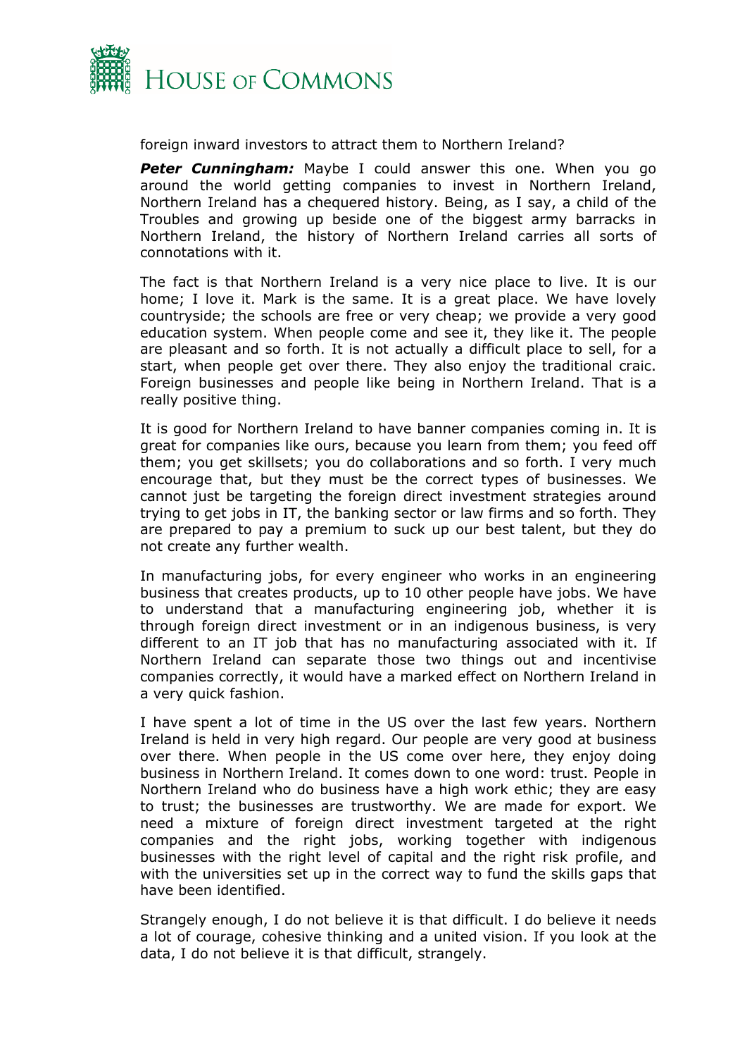foreign inward investors to attract them to Northern Ireland?

***Peter Cunningham:*** Maybe I could answer this one. When you go around the world getting companies to invest in Northern Ireland, Northern Ireland has a chequered history. Being, as I say, a child of the Troubles and growing up beside one of the biggest army barracks in Northern Ireland, the history of Northern Ireland carries all sorts of connotations with it.

The fact is that Northern Ireland is a very nice place to live. It is our home; I love it. Mark is the same. It is a great place. We have lovely countryside; the schools are free or very cheap; we provide a very good education system. When people come and see it, they like it. The people are pleasant and so forth. It is not actually a difficult place to sell, for a start, when people get over there. They also enjoy the traditional craic. Foreign businesses and people like being in Northern Ireland. That is a really positive thing.

It is good for Northern Ireland to have banner companies coming in. It is great for companies like ours, because you learn from them; you feed off them; you get skillsets; you do collaborations and so forth. I very much encourage that, but they must be the correct types of businesses. We cannot just be targeting the foreign direct investment strategies around trying to get jobs in IT, the banking sector or law firms and so forth. They are prepared to pay a premium to suck up our best talent, but they do not create any further wealth.

In manufacturing jobs, for every engineer who works in an engineering business that creates products, up to 10 other people have jobs. We have to understand that a manufacturing engineering job, whether it is through foreign direct investment or in an indigenous business, is very different to an IT job that has no manufacturing associated with it. If Northern Ireland can separate those two things out and incentivise companies correctly, it would have a marked effect on Northern Ireland in a very quick fashion.

I have spent a lot of time in the US over the last few years. Northern Ireland is held in very high regard. Our people are very good at business over there. When people in the US come over here, they enjoy doing business in Northern Ireland. It comes down to one word: trust. People in Northern Ireland who do business have a high work ethic; they are easy to trust; the businesses are trustworthy. We are made for export. We need a mixture of foreign direct investment targeted at the right companies and the right jobs, working together with indigenous businesses with the right level of capital and the right risk profile, and with the universities set up in the correct way to fund the skills gaps that have been identified.

Strangely enough, I do not believe it is that difficult. I do believe it needs a lot of courage, cohesive thinking and a united vision. If you look at the data, I do not believe it is that difficult, strangely.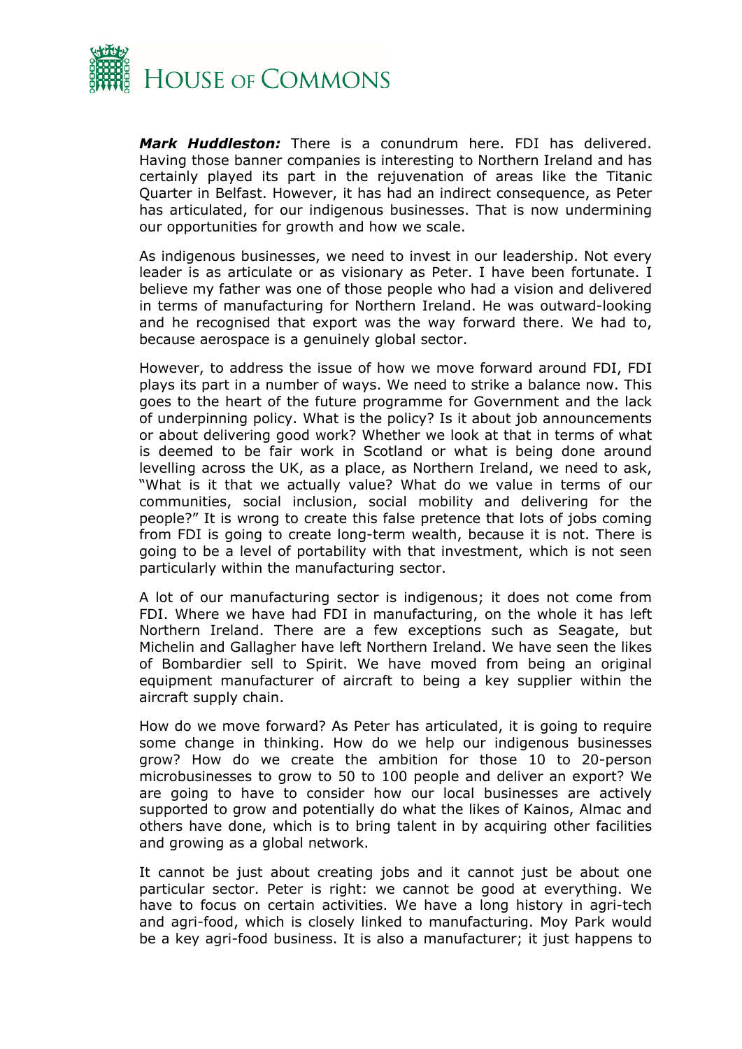***Mark Huddleston:*** There is a conundrum here. FDI has delivered. Having those banner companies is interesting to Northern Ireland and has certainly played its part in the rejuvenation of areas like the Titanic Quarter in Belfast. However, it has had an indirect consequence, as Peter has articulated, for our indigenous businesses. That is now undermining our opportunities for growth and how we scale.

As indigenous businesses, we need to invest in our leadership. Not every leader is as articulate or as visionary as Peter. I have been fortunate. I believe my father was one of those people who had a vision and delivered in terms of manufacturing for Northern Ireland. He was outward-looking and he recognised that export was the way forward there. We had to, because aerospace is a genuinely global sector.

However, to address the issue of how we move forward around FDI, FDI plays its part in a number of ways. We need to strike a balance now. This goes to the heart of the future programme for Government and the lack of underpinning policy. What is the policy? Is it about job announcements or about delivering good work? Whether we look at that in terms of what is deemed to be fair work in Scotland or what is being done around levelling across the UK, as a place, as Northern Ireland, we need to ask, "What is it that we actually value? What do we value in terms of our communities, social inclusion, social mobility and delivering for the people?" It is wrong to create this false pretence that lots of jobs coming from FDI is going to create long-term wealth, because it is not. There is going to be a level of portability with that investment, which is not seen particularly within the manufacturing sector.

A lot of our manufacturing sector is indigenous; it does not come from FDI. Where we have had FDI in manufacturing, on the whole it has left Northern Ireland. There are a few exceptions such as Seagate, but Michelin and Gallagher have left Northern Ireland. We have seen the likes of Bombardier sell to Spirit. We have moved from being an original equipment manufacturer of aircraft to being a key supplier within the aircraft supply chain.

How do we move forward? As Peter has articulated, it is going to require some change in thinking. How do we help our indigenous businesses grow? How do we create the ambition for those 10 to 20-person microbusinesses to grow to 50 to 100 people and deliver an export? We are going to have to consider how our local businesses are actively supported to grow and potentially do what the likes of Kainos, Almac and others have done, which is to bring talent in by acquiring other facilities and growing as a global network.

It cannot be just about creating jobs and it cannot just be about one particular sector. Peter is right: we cannot be good at everything. We have to focus on certain activities. We have a long history in agri-tech and agri-food, which is closely linked to manufacturing. Moy Park would be a key agri-food business. It is also a manufacturer; it just happens to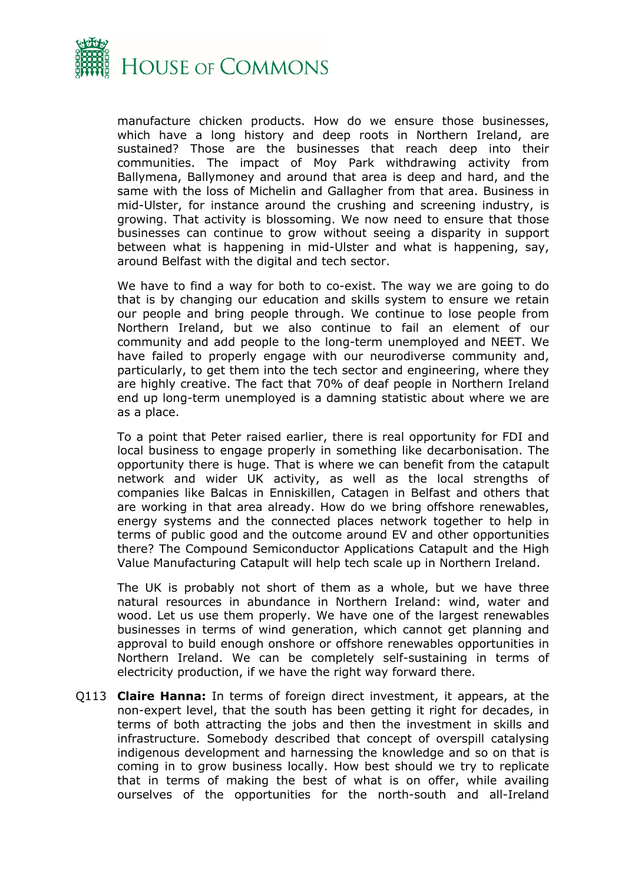manufacture chicken products. How do we ensure those businesses, which have a long history and deep roots in Northern Ireland, are sustained? Those are the businesses that reach deep into their communities. The impact of Moy Park withdrawing activity from Ballymena, Ballymoney and around that area is deep and hard, and the same with the loss of Michelin and Gallagher from that area. Business in mid-Ulster, for instance around the crushing and screening industry, is growing. That activity is blossoming. We now need to ensure that those businesses can continue to grow without seeing a disparity in support between what is happening in mid-Ulster and what is happening, say, around Belfast with the digital and tech sector.

We have to find a way for both to co-exist. The way we are going to do that is by changing our education and skills system to ensure we retain our people and bring people through. We continue to lose people from Northern Ireland, but we also continue to fail an element of our community and add people to the long-term unemployed and NEET. We have failed to properly engage with our neurodiverse community and, particularly, to get them into the tech sector and engineering, where they are highly creative. The fact that 70% of deaf people in Northern Ireland end up long-term unemployed is a damning statistic about where we are as a place.

To a point that Peter raised earlier, there is real opportunity for FDI and local business to engage properly in something like decarbonisation. The opportunity there is huge. That is where we can benefit from the catapult network and wider UK activity, as well as the local strengths of companies like Balcas in Enniskillen, Catagen in Belfast and others that are working in that area already. How do we bring offshore renewables, energy systems and the connected places network together to help in terms of public good and the outcome around EV and other opportunities there? The Compound Semiconductor Applications Catapult and the High Value Manufacturing Catapult will help tech scale up in Northern Ireland.

The UK is probably not short of them as a whole, but we have three natural resources in abundance in Northern Ireland: wind, water and wood. Let us use them properly. We have one of the largest renewables businesses in terms of wind generation, which cannot get planning and approval to build enough onshore or offshore renewables opportunities in Northern Ireland. We can be completely self-sustaining in terms of electricity production, if we have the right way forward there.

Q113 **Claire Hanna:** In terms of foreign direct investment, it appears, at the non-expert level, that the south has been getting it right for decades, in terms of both attracting the jobs and then the investment in skills and infrastructure. Somebody described that concept of overspill catalysing indigenous development and harnessing the knowledge and so on that is coming in to grow business locally. How best should we try to replicate that in terms of making the best of what is on offer, while availing ourselves of the opportunities for the north-south and all-Ireland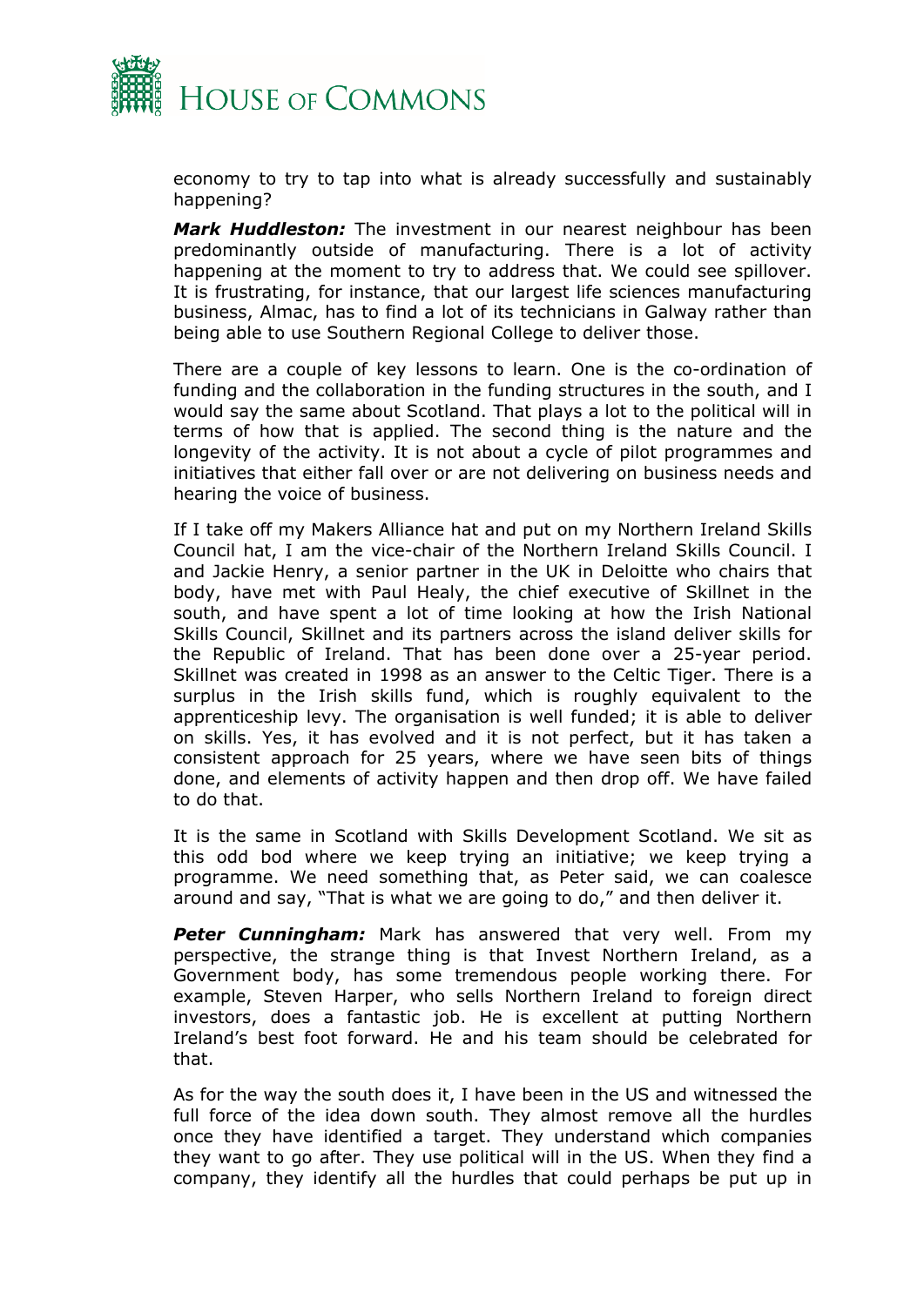economy to try to tap into what is already successfully and sustainably happening?

***Mark Huddleston:*** The investment in our nearest neighbour has been predominantly outside of manufacturing. There is a lot of activity happening at the moment to try to address that. We could see spillover. It is frustrating, for instance, that our largest life sciences manufacturing business, Almac, has to find a lot of its technicians in Galway rather than being able to use Southern Regional College to deliver those.

There are a couple of key lessons to learn. One is the co-ordination of funding and the collaboration in the funding structures in the south, and I would say the same about Scotland. That plays a lot to the political will in terms of how that is applied. The second thing is the nature and the longevity of the activity. It is not about a cycle of pilot programmes and initiatives that either fall over or are not delivering on business needs and hearing the voice of business.

If I take off my Makers Alliance hat and put on my Northern Ireland Skills Council hat, I am the vice-chair of the Northern Ireland Skills Council. I and Jackie Henry, a senior partner in the UK in Deloitte who chairs that body, have met with Paul Healy, the chief executive of Skillnet in the south, and have spent a lot of time looking at how the Irish National Skills Council, Skillnet and its partners across the island deliver skills for the Republic of Ireland. That has been done over a 25-year period. Skillnet was created in 1998 as an answer to the Celtic Tiger. There is a surplus in the Irish skills fund, which is roughly equivalent to the apprenticeship levy. The organisation is well funded; it is able to deliver on skills. Yes, it has evolved and it is not perfect, but it has taken a consistent approach for 25 years, where we have seen bits of things done, and elements of activity happen and then drop off. We have failed to do that.

It is the same in Scotland with Skills Development Scotland. We sit as this odd bod where we keep trying an initiative; we keep trying a programme. We need something that, as Peter said, we can coalesce around and say, "That is what we are going to do," and then deliver it.

***Peter Cunningham:*** Mark has answered that very well. From my perspective, the strange thing is that Invest Northern Ireland, as a Government body, has some tremendous people working there. For example, Steven Harper, who sells Northern Ireland to foreign direct investors, does a fantastic job. He is excellent at putting Northern Ireland's best foot forward. He and his team should be celebrated for that.

As for the way the south does it, I have been in the US and witnessed the full force of the idea down south. They almost remove all the hurdles once they have identified a target. They understand which companies they want to go after. They use political will in the US. When they find a company, they identify all the hurdles that could perhaps be put up in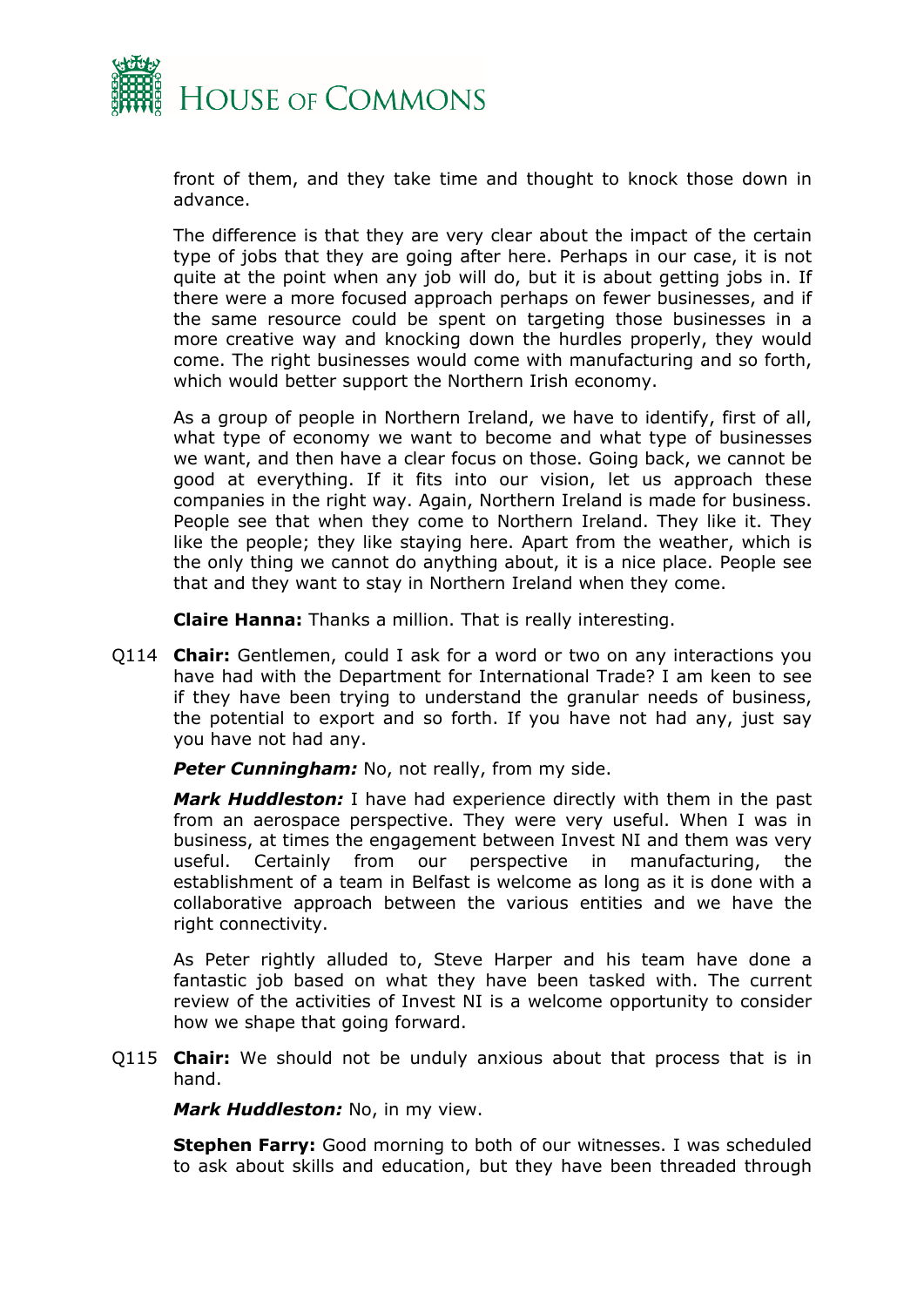front of them, and they like take time and thought to knock those down in advance.

The difference is that they are very clear about the impact of the certain type of jobs that they are going after here. Perhaps in our case, it is not quite at the point when any job will do, but it is about getting jobs in. If there were a more focused approach perhaps on fewer businesses, and if the same resource could be spent on targeting those businesses in a more creative way and knocking down the hurdles properly, they would come. The right businesses would come with manufacturing and so forth, which would better support the Northern Irish economy.

As a group of people in Northern Ireland, we have to identify, first of all, what type of economy we want to become and what type of businesses we want, and then have a clear focus on those. Going back, we cannot be good at everything. If it fits into our vision, let us approach these companies in the right way. Again, Northern Ireland is made for business. People see that when they come to Northern Ireland. They like it. They like the people; they like staying here. Apart from the weather, which is the only thing we cannot do anything about, it is a nice place. People see that and they want to stay in Northern Ireland when they come.

**Claire Hanna:** Thanks a million. That is really interesting.

Q114 **Chair:** Gentlemen, could I ask for a word or two on any interactions you have had with the Department for International Trade? I am keen to see if they have been trying to understand the granular needs of business, the potential to export and so forth. If you have not had any, just say you have not had any.

***Peter Cunningham:*** No, not really, from my side.

***Mark Huddleston:*** I have had experience directly with them in the past from an aerospace perspective. They were very useful. When I was in business, at times the engagement between Invest NI and them was very useful. Certainly from our perspective in manufacturing, the establishment of a team in Belfast is welcome as long as it is done with a collaborative approach between the various entities and we have the right connectivity.

As Peter rightly alluded to, Steve Harper and his team have done a fantastic job based on what they have been tasked with. The current review of the activities of Invest NI is a welcome opportunity to consider how we shape that going forward.

Q115 **Chair:** We should not be unduly anxious about that process that is in hand.

***Mark Huddleston:*** No, in my view.

**Stephen Farry:** Good morning to both of our witnesses. I was scheduled to ask about skills and education, but they have been threaded through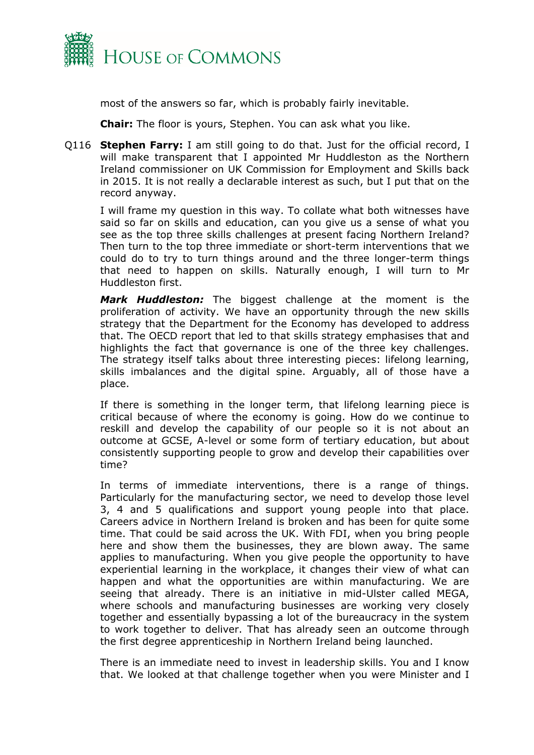most of the answers so far, which is probably fairly inevitable.

**Chair:** The floor is yours, Stephen. You can ask what you like.

Q116 **Stephen Farry:** I am still going to do that. Just for the official record, I will make transparent that I appointed Mr Huddleston as the Northern Ireland commissioner on UK Commission for Employment and Skills back in 2015. It is not really a declarable interest as such, but I put that on the record anyway.

I will frame my question in this way. To collate what both witnesses have said so far on skills and education, can you give us a sense of what you see as the top three skills challenges at present facing Northern Ireland? Then turn to the top three immediate or short-term interventions that we could do to try to turn things around and the three longer-term things that need to happen on skills. Naturally enough, I will turn to Mr Huddleston first.

***Mark Huddleston:*** The biggest challenge at the moment is the proliferation of activity. We have an opportunity through the new skills strategy that the Department for the Economy has developed to address that. The OECD report that led to that skills strategy emphasises that and highlights the fact that governance is one of the three key challenges. The strategy itself talks about three interesting pieces: lifelong learning, skills imbalances and the digital spine. Arguably, all of those have a place.

If there is something in the longer term, that lifelong learning piece is critical because of where the economy is going. How do we continue to reskill and develop the capability of our people so it is not about an outcome at GCSE, A-level or some form of tertiary education, but about consistently supporting people to grow and develop their capabilities over time?

In terms of immediate interventions, there is a range of things. Particularly for the manufacturing sector, we need to develop those level 3, 4 and 5 qualifications and support young people into that place. Careers advice in Northern Ireland is broken and has been for quite some time. That could be said across the UK. With FDI, when you bring people here and show them the businesses, they are blown away. The same applies to manufacturing. When you give people the opportunity to have experiential learning in the workplace, it changes their view of what can happen and what the opportunities are within manufacturing. We are seeing that already. There is an initiative in mid-Ulster called MEGA, where schools and manufacturing businesses are working very closely together and essentially bypassing a lot of the bureaucracy in the system to work together to deliver. That has already seen an outcome through the first degree apprenticeship in Northern Ireland being launched.

There is an immediate need to invest in leadership skills. You and I know that. We looked at that challenge together when you were Minister and I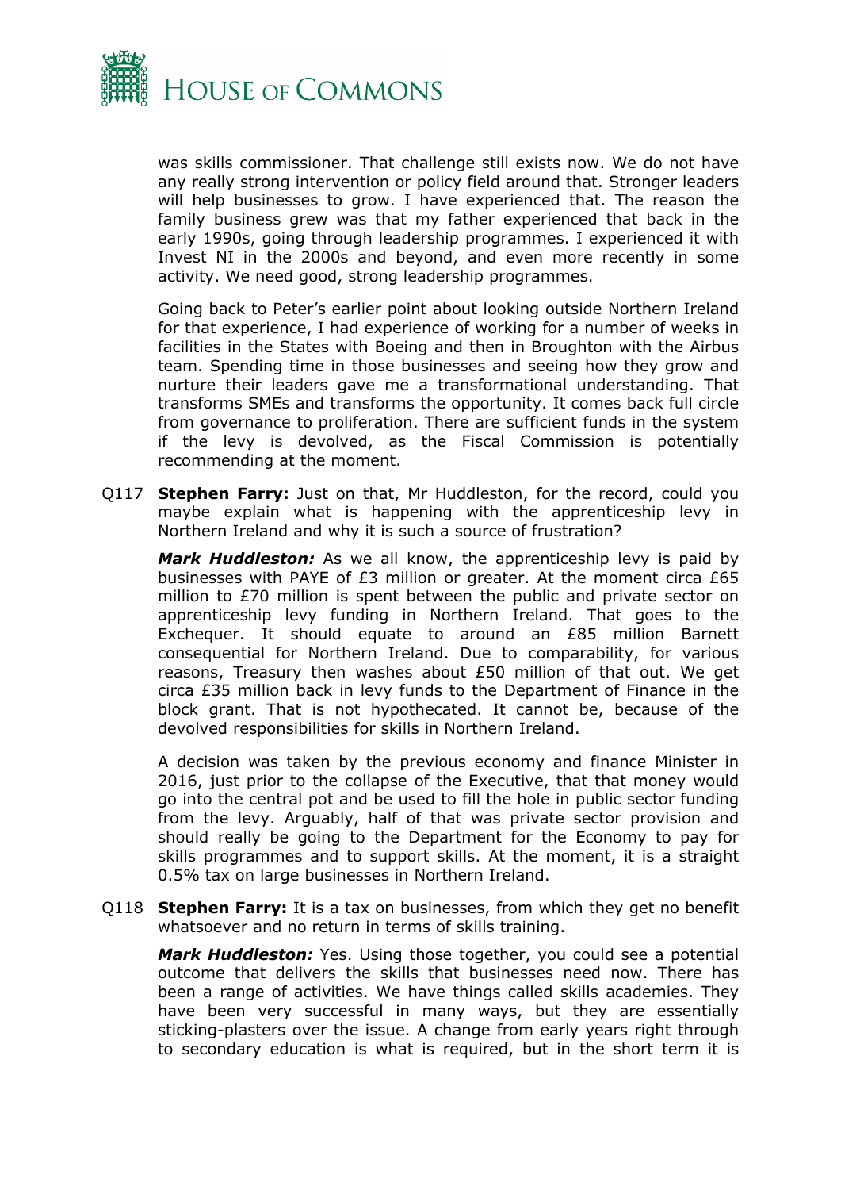was skills commissioner. That challenge still exists now. We do not have any really strong intervention or policy field around that. Stronger leaders will help businesses to grow. I have experienced that. The reason the family business grew was that my father experienced that back in the early 1990s, going through leadership programmes. I experienced it with Invest NI in the 2000s and beyond, and even more recently in some activity. We need good, strong leadership programmes.

Going back to Peter's earlier point about looking outside Northern Ireland for that experience, I had experience of working for a number of weeks in facilities in the States with Boeing and then in Broughton with the Airbus team. Spending time in those businesses and seeing how they grow and nurture their leaders gave me a transformational understanding. That transforms SMEs and transforms the opportunity. It comes back full circle from governance to proliferation. There are sufficient funds in the system if the levy is devolved, as the Fiscal Commission is potentially recommending at the moment.

Q117 **Stephen Farry:** Just on that, Mr Huddleston, for the record, could you maybe explain what is happening with the apprenticeship levy in Northern Ireland and why it is such a source of frustration?

***Mark Huddleston:*** As we all know, the apprenticeship levy is paid by businesses with PAYE of £3 million or greater. At the moment circa £65 million to £70 million is spent between the public and private sector on apprenticeship levy funding in Northern Ireland. That goes to the Exchequer. It should equate to around an £85 million Barnett consequential for Northern Ireland. Due to comparability, for various reasons, Treasury then washes about £50 million of that out. We get circa £35 million back in levy funds to the Department of Finance in the block grant. That is not hypothecated. It cannot be, because of the devolved responsibilities for skills in Northern Ireland.

A decision was taken by the previous economy and finance Minister in 2016, just prior to the collapse of the Executive, that that money would go into the central pot and be used to fill the hole in public sector funding from the levy. Arguably, half of that was private sector provision and should really be going to the Department for the Economy to pay for skills programmes and to support skills. At the moment, it is a straight 0.5% tax on large businesses in Northern Ireland.

Q118 **Stephen Farry:** It is a tax on businesses, from which they get no benefit whatsoever and no return in terms of skills training.

***Mark Huddleston:*** Yes. Using those together, you could see a potential outcome that delivers the skills that businesses need now. There has been a range of activities. We have things called skills academies. They have been very successful in many ways, but they are essentially sticking-plasters over the issue. A change from early years right through to secondary education is what is required, but in the short term it is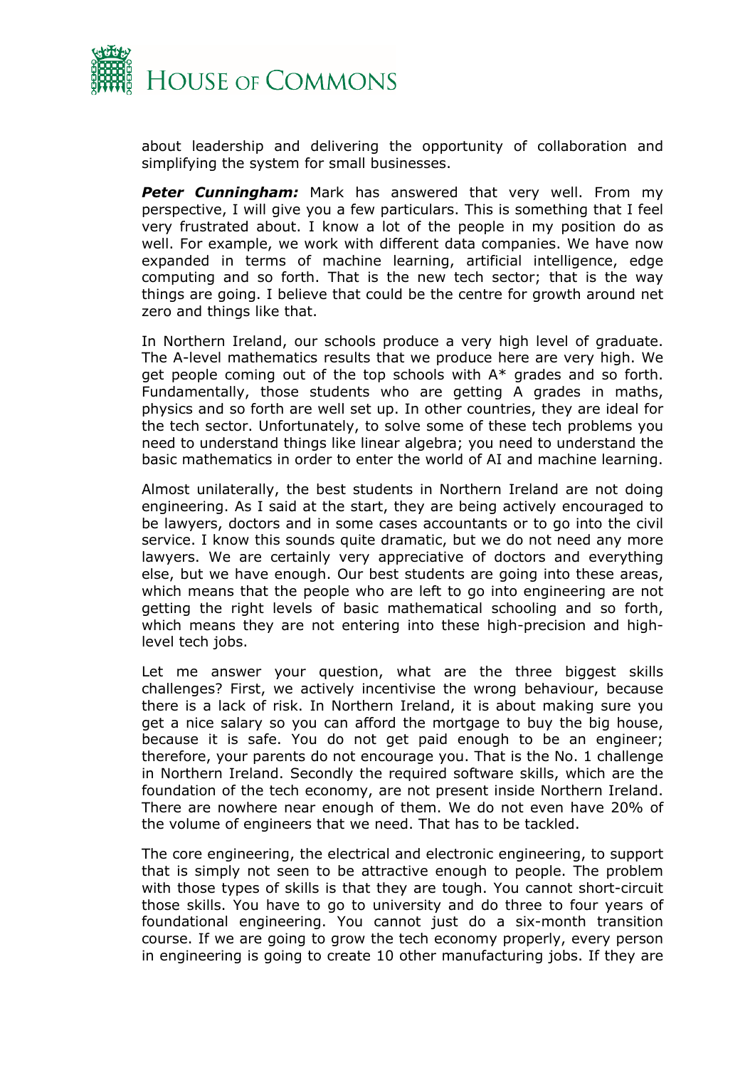about leadership and delivering the opportunity of collaboration and simplifying the system for small businesses.

***Peter Cunningham:*** Mark has answered that very well. From my perspective, I will give you a few particulars. This is something that I feel very frustrated about. I know a lot of the people in my position do as well. For example, we work with different data companies. We have now expanded in terms of machine learning, artificial intelligence, edge computing and so forth. That is the new tech sector; that is the way things are going. I believe that could be the centre for growth around net zero and things like that.

In Northern Ireland, our schools produce a very high level of graduate. The A-level mathematics results that we produce here are very high. We get people coming out of the top schools with A* grades and so forth. Fundamentally, those students who are getting A grades in maths, physics and so forth are well set up. In other countries, they are ideal for the tech sector. Unfortunately, to solve some of these tech problems you need to understand things like linear algebra; you need to understand the basic mathematics in order to enter the world of AI and machine learning.

Almost unilaterally, the best students in Northern Ireland are not doing engineering. As I said at the start, they are being actively encouraged to be lawyers, doctors and in some cases accountants or to go into the civil service. I know this sounds quite dramatic, but we do not need any more lawyers. We are certainly very appreciative of doctors and everything else, but we have enough. Our best students are going into these areas, which means that the people who are left to go into engineering are not getting the right levels of basic mathematical schooling and so forth, which means they are not entering into these high-precision and high-level tech jobs.

Let me answer your question, what are the three biggest skills challenges? First, we actively incentivise the wrong behaviour, because there is a lack of risk. In Northern Ireland, it is about making sure you get a nice salary so you can afford the mortgage to buy the big house, because it is safe. You do not get paid enough to be an engineer; therefore, your parents do not encourage you. That is the No. 1 challenge in Northern Ireland. Secondly the required software skills, which are the foundation of the tech economy, are not present inside Northern Ireland. There are nowhere near enough of them. We do not even have 20% of the volume of engineers that we need. That has to be tackled.

The core engineering, the electrical and electronic engineering, to support that is simply not seen to be attractive enough to people. The problem with those types of skills is that they are tough. You cannot short-circuit those skills. You have to go to university and do three to four years of foundational engineering. You cannot just do a six-month transition course. If we are going to grow the tech economy properly, every person in engineering is going to create 10 other manufacturing jobs. If they are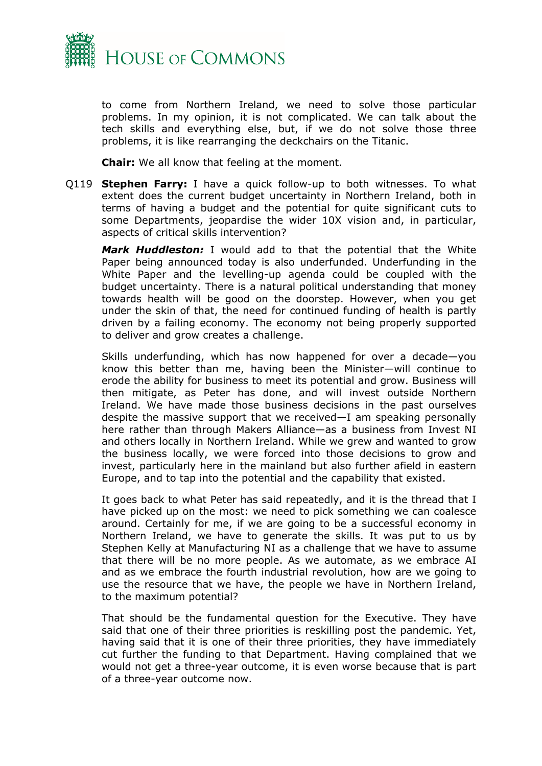to come from Northern Ireland, we need to solve those particular problems. In my opinion, it is not complicated. We can talk about the tech skills and everything else, but, if we do not solve those three problems, it is like rearranging the deckchairs on the Titanic.

**Chair:** We all know that feeling at the moment.

Q119 **Stephen Farry:** I have a quick follow-up to both witnesses. To what extent does the current budget uncertainty in Northern Ireland, both in terms of having a budget and the potential for quite significant cuts to some Departments, jeopardise the wider 10X vision and, in particular, aspects of critical skills intervention?

***Mark Huddleston:*** I would add to that the potential that the White Paper being announced today is also underfunded. Underfunding in the White Paper and the levelling-up agenda could be coupled with the budget uncertainty. There is a natural political understanding that money towards health will be good on the doorstep. However, when you get under the skin of that, the need for continued funding of health is partly driven by a failing economy. The economy not being properly supported to deliver and grow creates a challenge.

Skills underfunding, which has now happened for over a decade—you know this better than me, having been the Minister—will continue to erode the ability for business to meet its potential and grow. Business will then mitigate, as Peter has done, and will invest outside Northern Ireland. We have made those business decisions in the past ourselves despite the massive support that we received—I am speaking personally here rather than through Makers Alliance—as a business from Invest NI and others locally in Northern Ireland. While we grew and wanted to grow the business locally, we were forced into those decisions to grow and invest, particularly here in the mainland but also further afield in eastern Europe, and to tap into the potential and the capability that existed.

It goes back to what Peter has said repeatedly, and it is the thread that I have picked up on the most: we need to pick something we can coalesce around. Certainly for me, if we are going to be a successful economy in Northern Ireland, we have to generate the skills. It was put to us by Stephen Kelly at Manufacturing NI as a challenge that we have to assume that there will be no more people. As we automate, as we embrace AI and as we embrace the fourth industrial revolution, how are we going to use the resource that we have, the people we have in Northern Ireland, to the maximum potential?

That should be the fundamental question for the Executive. They have said that one of their three priorities is reskilling post the pandemic. Yet, having said that it is one of their three priorities, they have immediately cut further the funding to that Department. Having complained that we would not get a three-year outcome, it is even worse because that is part of a three-year outcome now.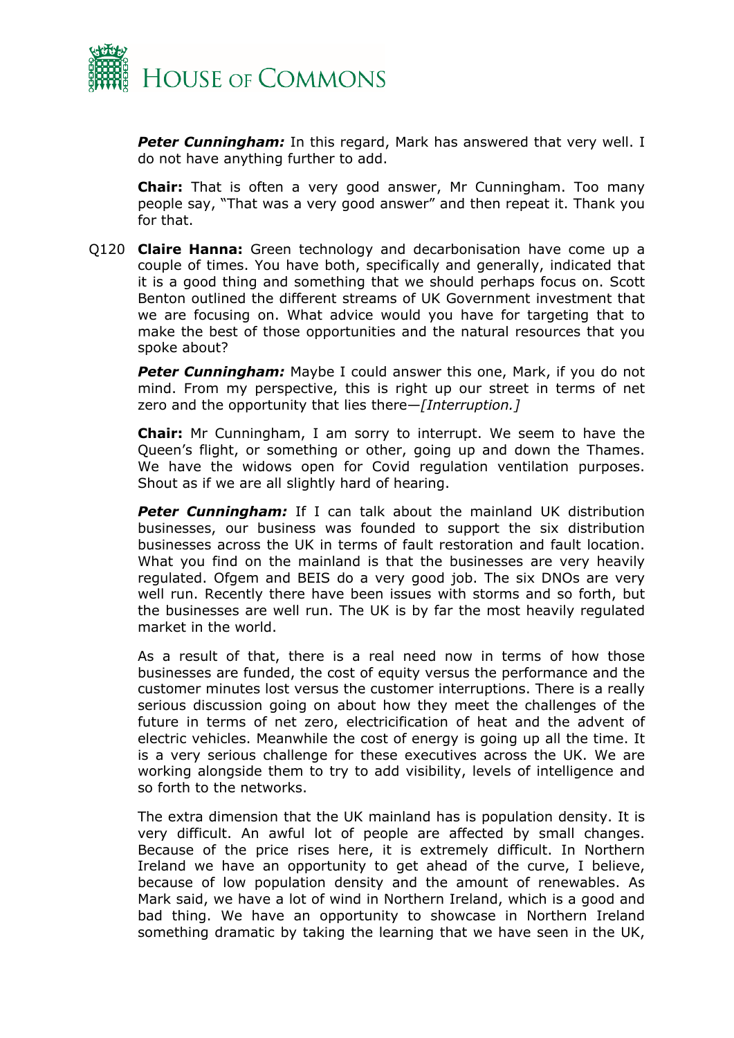***Peter Cunningham:*** In this regard, Mark has answered that very well. I do not have anything further to add.

**Chair:** That is often a very good answer, Mr Cunningham. Too many people say, "That was a very good answer" and then repeat it. Thank you for that.

Q120 **Claire Hanna:** Green technology and decarbonisation have come up a couple of times. You have both, specifically and generally, indicated that it is a good thing and something that we should perhaps focus on. Scott Benton outlined the different streams of UK Government investment that we are focusing on. What advice would you have for targeting that to make the best of those opportunities and the natural resources that you spoke about?

***Peter Cunningham:*** Maybe I could answer this one, Mark, if you do not mind. From my perspective, this is right up our street in terms of net zero and the opportunity that lies there—*[Interruption.]*

**Chair:** Mr Cunningham, I am sorry to interrupt. We seem to have the Queen's flight, or something or other, going up and down the Thames. We have the widows open for Covid regulation ventilation purposes. Shout as if we are all slightly hard of hearing.

***Peter Cunningham:*** If I can talk about the mainland UK distribution businesses, our business was founded to support the six distribution businesses across the UK in terms of fault restoration and fault location. What you find on the mainland is that the businesses are very heavily regulated. Ofgem and BEIS do a very good job. The six DNOs are very well run. Recently there have been issues with storms and so forth, but the businesses are well run. The UK is by far the most heavily regulated market in the world.

As a result of that, there is a real need now in terms of how those businesses are funded, the cost of equity versus the performance and the customer minutes lost versus the customer interruptions. There is a really serious discussion going on about how they meet the challenges of the future in terms of net zero, electricification of heat and the advent of electric vehicles. Meanwhile the cost of energy is going up all the time. It is a very serious challenge for these executives across the UK. We are working alongside them to try to add visibility, levels of intelligence and so forth to the networks.

The extra dimension that the UK mainland has is population density. It is very difficult. An awful lot of people are affected by small changes. Because of the price rises here, it is extremely difficult. In Northern Ireland we have an opportunity to get ahead of the curve, I believe, because of low population density and the amount of renewables. As Mark said, we have a lot of wind in Northern Ireland, which is a good and bad thing. We have an opportunity to showcase in Northern Ireland something dramatic by taking the learning that we have seen in the UK,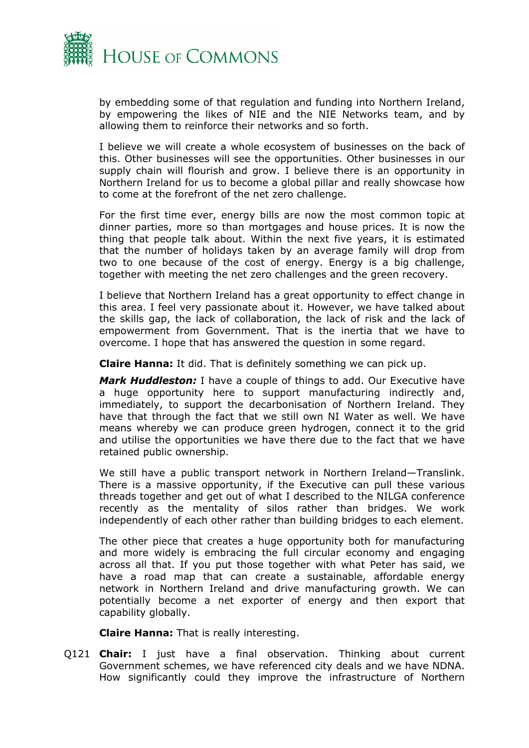by embedding some of that regulation and funding into Northern Ireland, by empowering the likes of NIE and the NIE Networks team, and by allowing them to reinforce their networks and so forth.

I believe we will create a whole ecosystem of businesses on the back of this. Other businesses will see the opportunities. Other businesses in our supply chain will flourish and grow. I believe there is an opportunity in Northern Ireland for us to become a global pillar and really showcase how to come at the forefront of the net zero challenge.

For the first time ever, energy bills are now the most common topic at dinner parties, more so than mortgages and house prices. It is now the thing that people talk about. Within the next five years, it is estimated that the number of holidays taken by an average family will drop from two to one because of the cost of energy. Energy is a big challenge, together with meeting the net zero challenges and the green recovery.

I believe that Northern Ireland has a great opportunity to effect change in this area. I feel very passionate about it. However, we have talked about the skills gap, the lack of collaboration, the lack of risk and the lack of empowerment from Government. That is the inertia that we have to overcome. I hope that has answered the question in some regard.

**Claire Hanna:** It did. That is definitely something we can pick up.

***Mark Huddleston:*** I have a couple of things to add. Our Executive have a huge opportunity here to support manufacturing indirectly and, immediately, to support the decarbonisation of Northern Ireland. They have that through the fact that we still own NI Water as well. We have means whereby we can produce green hydrogen, connect it to the grid and utilise the opportunities we have there due to the fact that we have retained public ownership.

We still have a public transport network in Northern Ireland—Translink. There is a massive opportunity, if the Executive can pull these various threads together and get out of what I described to the NILGA conference recently as the mentality of silos rather than bridges. We work independently of each other rather than building bridges to each element.

The other piece that creates a huge opportunity both for manufacturing and more widely is embracing the full circular economy and engaging across all that. If you put those together with what Peter has said, we have a road map that can create a sustainable, affordable energy network in Northern Ireland and drive manufacturing growth. We can potentially become a net exporter of energy and then export that capability globally.

**Claire Hanna:** That is really interesting.

Q121 **Chair:** I just have a final observation. Thinking about current Government schemes, we have referenced city deals and we have NDNA. How significantly could they improve the infrastructure of Northern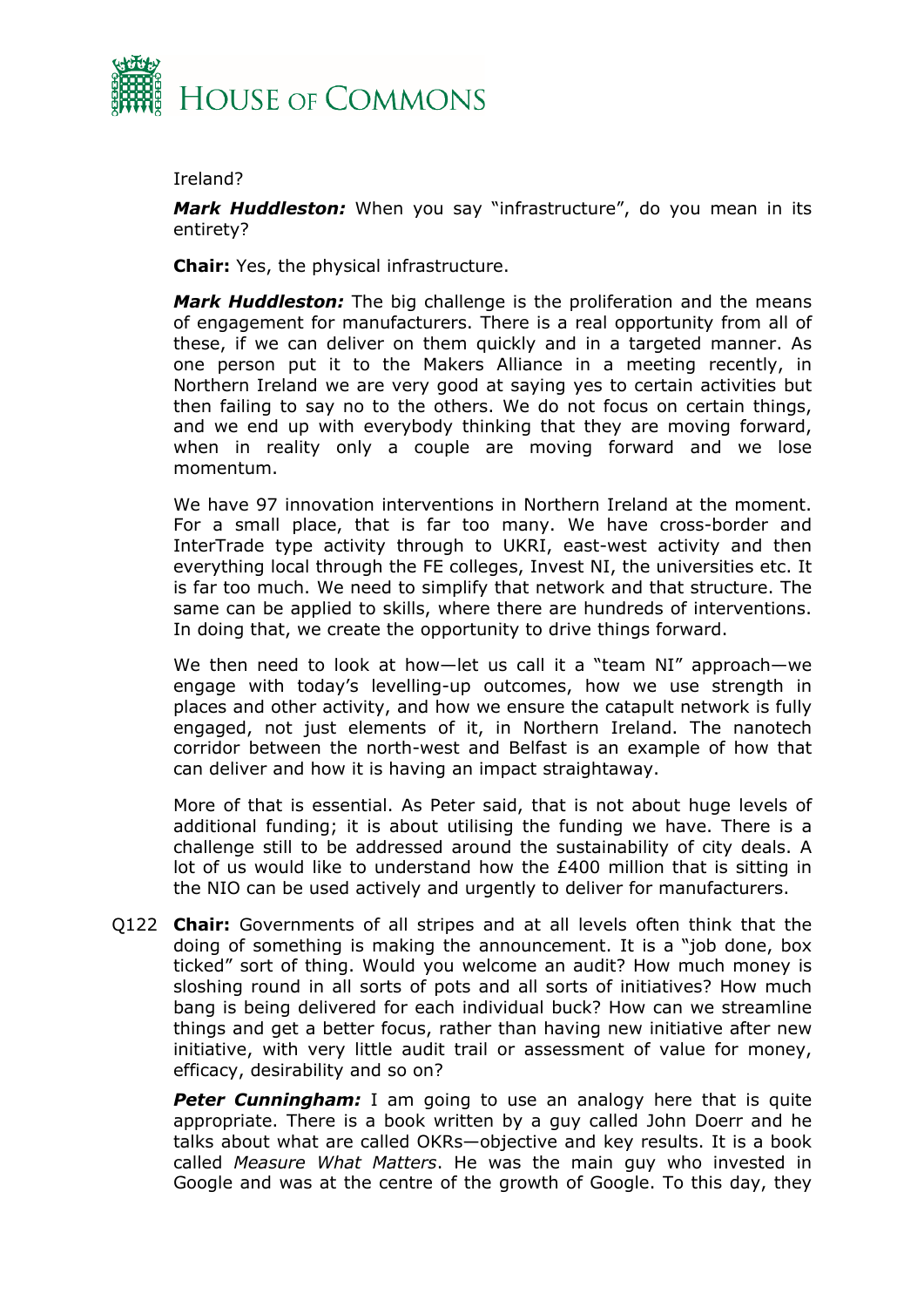Ireland?

***Mark Huddleston:*** When you say "infrastructure", do you mean in its entirety?

**Chair:** Yes, the physical infrastructure.

***Mark Huddleston:*** The big challenge is the proliferation and the means of engagement for manufacturers. There is a real opportunity from all of these, if we can deliver on them quickly and in a targeted manner. As one person put it to the Makers Alliance in a meeting recently, in Northern Ireland we are very good at saying yes to certain activities but then failing to say no to the others. We do not focus on certain things, and we end up with everybody thinking that they are moving forward, when in reality only a couple are moving forward and we lose momentum.

We have 97 innovation interventions in Northern Ireland at the moment. For a small place, that is far too many. We have cross-border and InterTrade type activity through to UKRI, east-west activity and then everything local through the FE colleges, Invest NI, the universities etc. It is far too much. We need to simplify that network and that structure. The same can be applied to skills, where there are hundreds of interventions. In doing that, we create the opportunity to drive things forward.

We then need to look at how—let us call it a "team NI" approach—we engage with today's levelling-up outcomes, how we use strength in places and other activity, and how we ensure the catapult network is fully engaged, not just elements of it, in Northern Ireland. The nanotech corridor between the north-west and Belfast is an example of how that can deliver and how it is having an impact straightaway.

More of that is essential. As Peter said, that is not about huge levels of additional funding; it is about utilising the funding we have. There is a challenge still to be addressed around the sustainability of city deals. A lot of us would like to understand how the £400 million that is sitting in the NIO can be used actively and urgently to deliver for manufacturers.

Q122 **Chair:** Governments of all stripes and at all levels often think that the doing of something is making the announcement. It is a "job done, box ticked" sort of thing. Would you welcome an audit? How much money is sloshing round in all sorts of pots and all sorts of initiatives? How much bang is being delivered for each individual buck? How can we streamline things and get a better focus, rather than having new initiative after new initiative, with very little audit trail or assessment of value for money, efficacy, desirability and so on?

***Peter Cunningham:*** I am going to use an analogy here that is quite appropriate. There is a book written by a guy called John Doerr and he talks about what are called OKRs—objective and key results. It is a book called *Measure What Matters*. He was the main guy who invested in Google and was at the centre of the growth of Google. To this day, they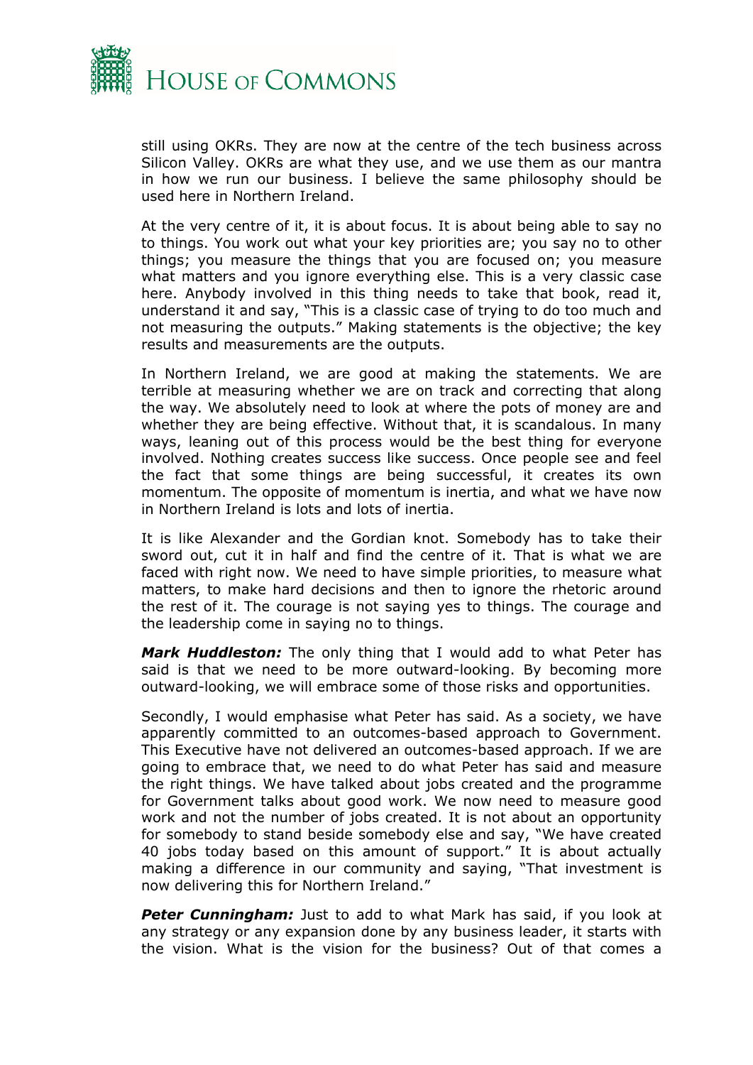still using OKRs. They are now at the centre of the tech business across Silicon Valley. OKRs are what they use, and we use them as our mantra in how we run our business. I believe the same philosophy should be used here in Northern Ireland.

At the very centre of it, it is about focus. It is about being able to say no to things. You work out what your key priorities are; you say no to other things; you measure the things that you are focused on; you measure what matters and you ignore everything else. This is a very classic case here. Anybody involved in this thing needs to take that book, read it, understand it and say, "This is a classic case of trying to do too much and not measuring the outputs." Making statements is the objective; the key results and measurements are the outputs.

In Northern Ireland, we are good at making the statements. We are terrible at measuring whether we are on track and correcting that along the way. We absolutely need to look at where the pots of money are and whether they are being effective. Without that, it is scandalous. In many ways, leaning out of this process would be the best thing for everyone involved. Nothing creates success like success. Once people see and feel the fact that some things are being successful, it creates its own momentum. The opposite of momentum is inertia, and what we have now in Northern Ireland is lots and lots of inertia.

It is like Alexander and the Gordian knot. Somebody has to take their sword out, cut it in half and find the centre of it. That is what we are faced with right now. We need to have simple priorities, to measure what matters, to make hard decisions and then to ignore the rhetoric around the rest of it. The courage is not saying yes to things. The courage and the leadership come in saying no to things.

***Mark Huddleston:*** The only thing that I would add to what Peter has said is that we need to be more outward-looking. By becoming more outward-looking, we will embrace some of those risks and opportunities.

Secondly, I would emphasise what Peter has said. As a society, we have apparently committed to an outcomes-based approach to Government. This Executive have not delivered an outcomes-based approach. If we are going to embrace that, we need to do what Peter has said and measure the right things. We have talked about jobs created and the programme for Government talks about good work. We now need to measure good work and not the number of jobs created. It is not about an opportunity for somebody to stand beside somebody else and say, "We have created 40 jobs today based on this amount of support." It is about actually making a difference in our community and saying, "That investment is now delivering this for Northern Ireland."

***Peter Cunningham:*** Just to add to what Mark has said, if you look at any strategy or any expansion done by any business leader, it starts with the vision. What is the vision for the business? Out of that comes a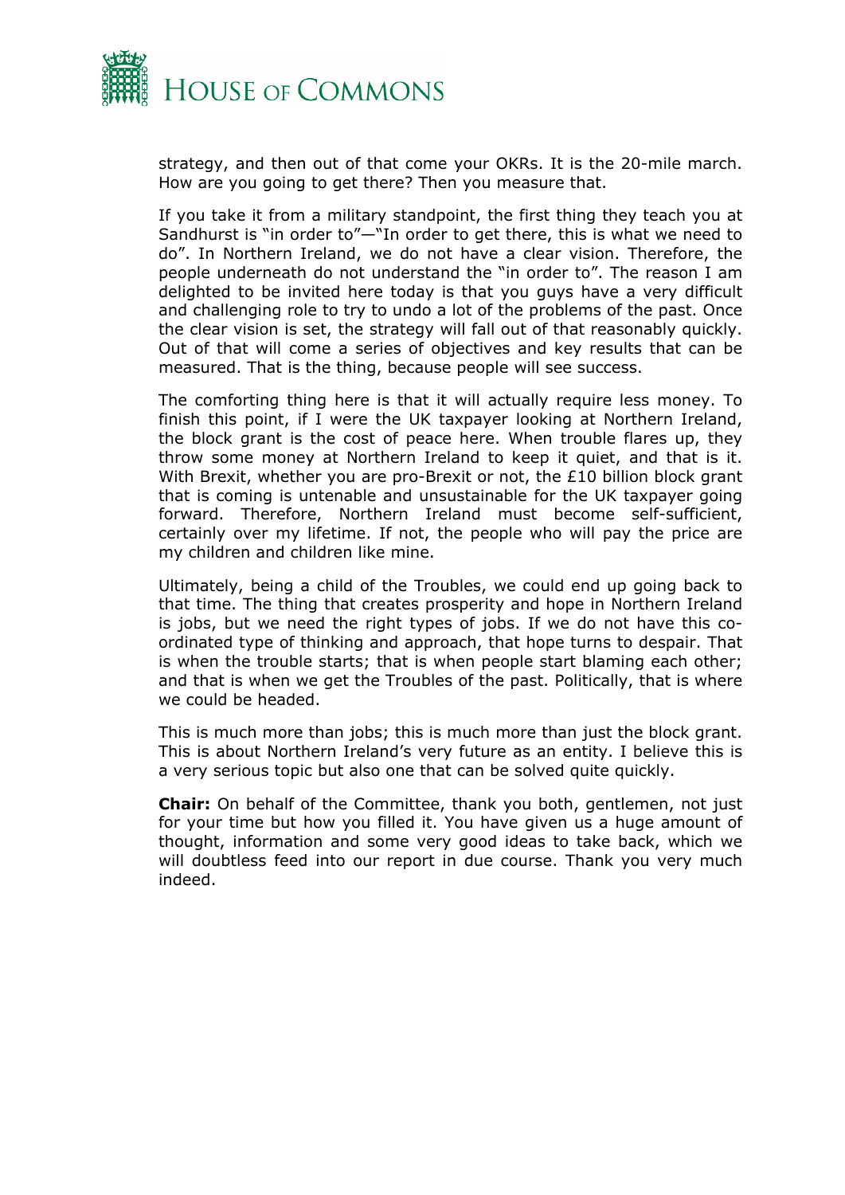strategy, and then out of that come your OKRs. It is the 20-mile march. How are you going to get there? Then you measure that.

If you take it from a military standpoint, the first thing they teach you at Sandhurst is "in order to"—"In order to get there, this is what we need to do". In Northern Ireland, we do not have a clear vision. Therefore, the people underneath do not understand the "in order to". The reason I am delighted to be invited here today is that you guys have a very difficult and challenging role to try to undo a lot of the problems of the past. Once the clear vision is set, the strategy will fall out of that reasonably quickly. Out of that will come a series of objectives and key results that can be measured. That is the thing, because people will see success.

The comforting thing here is that it will actually require less money. To finish this point, if I were the UK taxpayer looking at Northern Ireland, the block grant is the cost of peace here. When trouble flares up, they throw some money at Northern Ireland to keep it quiet, and that is it. With Brexit, whether you are pro-Brexit or not, the £10 billion block grant that is coming is untenable and unsustainable for the UK taxpayer going forward. Therefore, Northern Ireland must become self-sufficient, certainly over my lifetime. If not, the people who will pay the price are my children and children like mine.

Ultimately, being a child of the Troubles, we could end up going back to that time. The thing that creates prosperity and hope in Northern Ireland is jobs, but we need the right types of jobs. If we do not have this co-ordinated type of thinking and approach, that hope turns to despair. That is when the trouble starts; that is when people start blaming each other; and that is when we get the Troubles of the past. Politically, that is where we could be headed.

This is much more than jobs; this is much more than just the block grant. This is about Northern Ireland's very future as an entity. I believe this is a very serious topic but also one that can be solved quite quickly.

**Chair:** On behalf of the Committee, thank you both, gentlemen, not just for your time but how you filled it. You have given us a huge amount of thought, information and some very good ideas to take back, which we will doubtless feed into our report in due course. Thank you very much indeed.